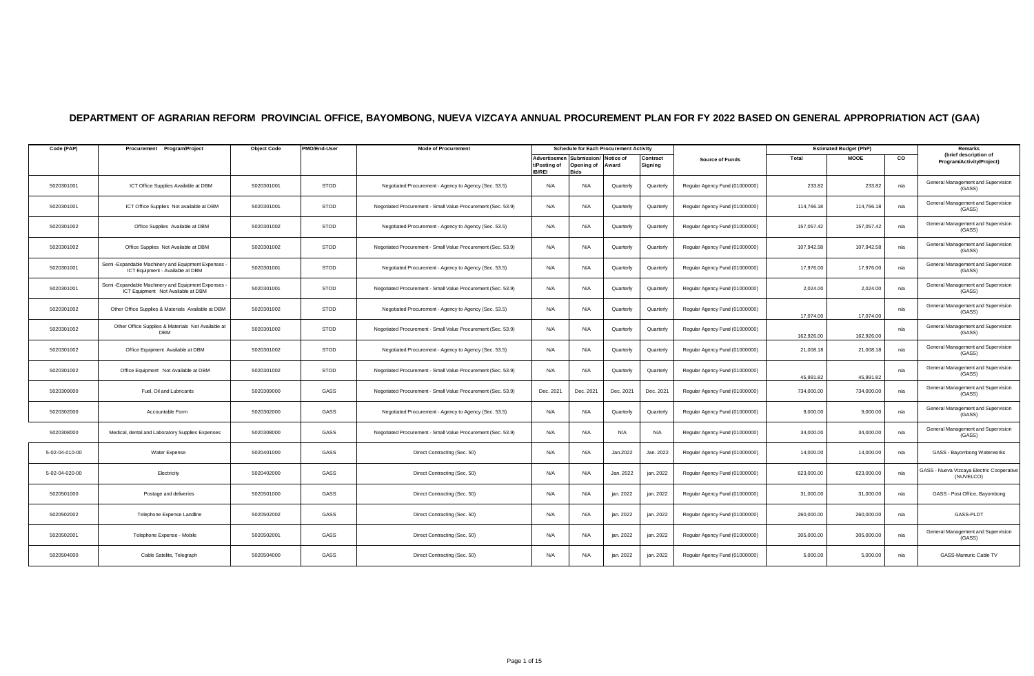# DEPARTMENT OF AGRARIAN REFORM PROVINCIAL OFFICE, BAYOMBONG, NUEVA VIZCAYA ANNUAL PROCUREMENT PLAN FOR FY 2022 BASED ON GENERAL APPROPRIATION ACT (GAA)

| Code (PAP) | Procurement Program/Project | Object Code | PMO/End-User | Mode of Procurement | Schedule for Each Procurement Activity | | | | Source of Funds | Estimated Budget (PhP) | | | Remarks (brief description of Program/Activity/Project) |
|---|---|---|---|---|---|---|---|---|---|---|---|---|---|
| | | | | | Advertisement/Posting of IB/REI | Submission/ Opening of Bids | Notice of Award | Contract Signing | | Total | MOOE | CO | |
| 5020301001 | ICT Office Supplies Available at DBM | 5020301001 | STOD | Negotiated Procurement - Agency to Agency (Sec. 53.5) | N/A | N/A | Quarterly | Quarterly | Regular Agency Fund (01000000) | 233.82 | 233.82 | n/a | General Management and Supervision (GASS) |
| 5020301001 | ICT Office Supplies Not available at DBM | 5020301001 | STOD | Negotiated Procurement - Small Value Procurement (Sec. 53.9) | N/A | N/A | Quarterly | Quarterly | Regular Agency Fund (01000000) | 114,766.18 | 114,766.18 | n/a | General Management and Supervision (GASS) |
| 5020301002 | Office Supplies Available at DBM | 5020301002 | STOD | Negotiated Procurement - Agency to Agency (Sec. 53.5) | N/A | N/A | Quarterly | Quarterly | Regular Agency Fund (01000000) | 157,057.42 | 157,057.42 | n/a | General Management and Supervision (GASS) |
| 5020301002 | Office Supplies Not Available at DBM | 5020301002 | STOD | Negotiated Procurement - Small Value Procurement (Sec. 53.9) | N/A | N/A | Quarterly | Quarterly | Regular Agency Fund (01000000) | 107,942.58 | 107,942.58 | n/a | General Management and Supervision (GASS) |
| 5020301001 | Semi -Expandable Machinery and Equipment Expenses - ICT Equipment - Available at DBM | 5020301001 | STOD | Negotiated Procurement - Agency to Agency (Sec. 53.5) | N/A | N/A | Quarterly | Quarterly | Regular Agency Fund (01000000) | 17,976.00 | 17,976.00 | n/a | General Management and Supervision (GASS) |
| 5020301001 | Semi -Expandable Machinery and Equipment Expenses - ICT Equipment Not Available at DBM | 5020301001 | STOD | Negotiated Procurement - Small Value Procurement (Sec. 53.9) | N/A | N/A | Quarterly | Quarterly | Regular Agency Fund (01000000) | 2,024.00 | 2,024.00 | n/a | General Management and Supervision (GASS) |
| 5020301002 | Other Office Supplies & Materials Available at DBM | 5020301002 | STOD | Negotiated Procurement - Agency to Agency (Sec. 53.5) | N/A | N/A | Quarterly | Quarterly | Regular Agency Fund (01000000) | 17,074.00 | 17,074.00 | n/a | General Management and Supervision (GASS) |
| 5020301002 | Other Office Supplies & Materials Not Available at DBM | 5020301002 | STOD | Negotiated Procurement - Small Value Procurement (Sec. 53.9) | N/A | N/A | Quarterly | Quarterly | Regular Agency Fund (01000000) | 162,926.00 | 162,926.00 | n/a | General Management and Supervision (GASS) |
| 5020301002 | Office Equipment Available at DBM | 5020301002 | STOD | Negotiated Procurement - Agency to Agency (Sec. 53.5) | N/A | N/A | Quarterly | Quarterly | Regular Agency Fund (01000000) | 21,008.18 | 21,008.18 | n/a | General Management and Supervision (GASS) |
| 5020301002 | Office Equipment Not Available at DBM | 5020301002 | STOD | Negotiated Procurement - Small Value Procurement (Sec. 53.9) | N/A | N/A | Quarterly | Quarterly | Regular Agency Fund (01000000) | 45,991.82 | 45,991.82 | n/a | General Management and Supervision (GASS) |
| 5020309000 | Fuel, Oil and Lubricants | 5020309000 | GASS | Negotiated Procurement - Small Value Procurement (Sec. 53.9) | Dec. 2021 | Dec. 2021 | Dec. 2021 | Dec. 2021 | Regular Agency Fund (01000000) | 734,000.00 | 734,000.00 | n/a | General Management and Supervision (GASS) |
| 5020302000 | Accountable Form | 5020302000 | GASS | Negotiated Procurement - Agency to Agency (Sec. 53.5) | N/A | N/A | Quarterly | Quarterly | Regular Agency Fund (01000000) | 9,000.00 | 9,000.00 | n/a | General Management and Supervision (GASS) |
| 5020308000 | Medical, dental and Laboratory Supplies Expenses | 5020308000 | GASS | Negotiated Procurement - Small Value Procurement (Sec. 53.9) | N/A | N/A | N/A | N/A | Regular Agency Fund (01000000) | 34,000.00 | 34,000.00 | n/a | General Management and Supervision (GASS) |
| 5-02-04-010-00 | Water Expense | 5020401000 | GASS | Direct Contracting (Sec. 50) | N/A | N/A | Jan.2022 | Jan. 2022 | Regular Agency Fund (01000000) | 14,000.00 | 14,000.00 | n/a | GASS - Bayombong Waterworks |
| 5-02-04-020-00 | Electricity | 5020402000 | GASS | Direct Contracting (Sec. 50) | N/A | N/A | Jan. 2022 | jan. 2022 | Regular Agency Fund (01000000) | 623,000.00 | 623,000.00 | n/a | GASS - Nueva Vizcaya Electric Cooperative (NUVELCO) |
| 5020501000 | Postage and deliveries | 5020501000 | GASS | Direct Contracting (Sec. 50) | N/A | N/A | jan. 2022 | jan. 2022 | Regular Agency Fund (01000000) | 31,000.00 | 31,000.00 | n/a | GASS - Post Office, Bayombong |
| 5020502002 | Telephone Expense Landline | 5020502002 | GASS | Direct Contracting (Sec. 50) | N/A | N/A | jan. 2022 | jan. 2022 | Regular Agency Fund (01000000) | 260,000.00 | 260,000.00 | n/a | GASS-PLDT |
| 5020502001 | Telephone Expense - Mobile | 5020502001 | GASS | Direct Contracting (Sec. 50) | N/A | N/A | jan. 2022 | jan. 2022 | Regular Agency Fund (01000000) | 305,000.00 | 305,000.00 | n/a | General Management and Supervision (GASS) |
| 5020504000 | Cable Satelite, Telegraph | 5020504000 | GASS | Direct Contracting (Sec. 50) | N/A | N/A | jan. 2022 | jan. 2022 | Regular Agency Fund (01000000) | 5,000.00 | 5,000.00 | n/a | GASS-Mamuric Cable TV |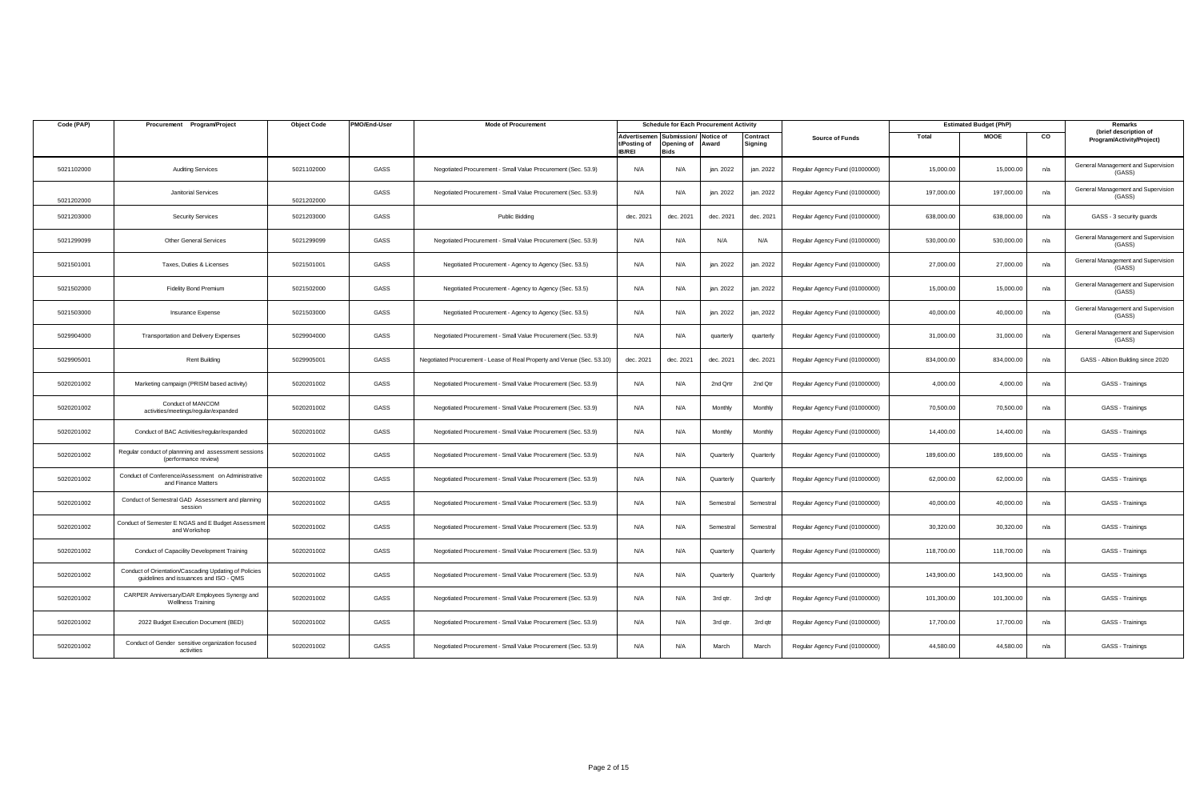| Code (PAP) | Procurement Program/Project | Object Code | PMO/End-User | Mode of Procurement | Schedule for Each Procurement Activity | | | | Source of Funds | Estimated Budget (PhP) | | | Remarks (brief description of Program/Activity/Project) |
|---|---|---|---|---|---|---|---|---|---|---|---|---|---|
| | | | | | Advertisement/Posting of IB/REI | Submission/ Opening of Bids | Notice of Award | Contract Signing | | Total | MOOE | CO | |
| 5021102000 | Auditing Services | 5021102000 | GASS | Negotiated Procurement - Small Value Procurement (Sec. 53.9) | N/A | N/A | jan. 2022 | jan. 2022 | Regular Agency Fund (01000000) | 15,000.00 | 15,000.00 | n/a | General Management and Supervision (GASS) |
| 5021202000 | Janitorial Services | 5021202000 | GASS | Negotiated Procurement - Small Value Procurement (Sec. 53.9) | N/A | N/A | jan. 2022 | jan. 2022 | Regular Agency Fund (01000000) | 197,000.00 | 197,000.00 | n/a | General Management and Supervision (GASS) |
| 5021203000 | Security Services | 5021203000 | GASS | Public Bidding | dec. 2021 | dec. 2021 | dec. 2021 | dec. 2021 | Regular Agency Fund (01000000) | 638,000.00 | 638,000.00 | n/a | GASS - 3 security guards |
| 5021299099 | Other General Services | 5021299099 | GASS | Negotiated Procurement - Small Value Procurement (Sec. 53.9) | N/A | N/A | N/A | N/A | Regular Agency Fund (01000000) | 530,000.00 | 530,000.00 | n/a | General Management and Supervision (GASS) |
| 5021501001 | Taxes, Duties & Licenses | 5021501001 | GASS | Negotiated Procurement - Agency to Agency (Sec. 53.5) | N/A | N/A | jan. 2022 | jan. 2022 | Regular Agency Fund (01000000) | 27,000.00 | 27,000.00 | n/a | General Management and Supervision (GASS) |
| 5021502000 | Fidelity Bond Premium | 5021502000 | GASS | Negotiated Procurement - Agency to Agency (Sec. 53.5) | N/A | N/A | jan. 2022 | jan. 2022 | Regular Agency Fund (01000000) | 15,000.00 | 15,000.00 | n/a | General Management and Supervision (GASS) |
| 5021503000 | Insurance Expense | 5021503000 | GASS | Negotiated Procurement - Agency to Agency (Sec. 53.5) | N/A | N/A | jan. 2022 | jan, 2022 | Regular Agency Fund (01000000) | 40,000.00 | 40,000.00 | n/a | General Management and Supervision (GASS) |
| 5029904000 | Transportation and Delivery Expenses | 5029904000 | GASS | Negotiated Procurement - Small Value Procurement (Sec. 53.9) | N/A | N/A | quarterly | quarterly | Regular Agency Fund (01000000) | 31,000.00 | 31,000.00 | n/a | General Management and Supervision (GASS) |
| 5029905001 | Rent Building | 5029905001 | GASS | Negotiated Procurement - Lease of Real Property and Venue (Sec. 53.10) | dec. 2021 | dec. 2021 | dec. 2021 | dec. 2021 | Regular Agency Fund (01000000) | 834,000.00 | 834,000.00 | n/a | GASS - Albion Building since 2020 |
| 5020201002 | Marketing campaign (PRISM based activity) | 5020201002 | GASS | Negotiated Procurement - Small Value Procurement (Sec. 53.9) | N/A | N/A | 2nd Qrtr | 2nd Qtr | Regular Agency Fund (01000000) | 4,000.00 | 4,000.00 | n/a | GASS - Trainings |
| 5020201002 | Conduct of MANCOM activities/meetings/regular/expanded | 5020201002 | GASS | Negotiated Procurement - Small Value Procurement (Sec. 53.9) | N/A | N/A | Monthly | Monthly | Regular Agency Fund (01000000) | 70,500.00 | 70,500.00 | n/a | GASS - Trainings |
| 5020201002 | Conduct of BAC Activities/regular/expanded | 5020201002 | GASS | Negotiated Procurement - Small Value Procurement (Sec. 53.9) | N/A | N/A | Monthly | Monthly | Regular Agency Fund (01000000) | 14,400.00 | 14,400.00 | n/a | GASS - Trainings |
| 5020201002 | Regular conduct of plannning and assessment sessions (performance review) | 5020201002 | GASS | Negotiated Procurement - Small Value Procurement (Sec. 53.9) | N/A | N/A | Quarterly | Quarterly | Regular Agency Fund (01000000) | 189,600.00 | 189,600.00 | n/a | GASS - Trainings |
| 5020201002 | Conduct of Conference/Assessment on Administrative and Finance Matters | 5020201002 | GASS | Negotiated Procurement - Small Value Procurement (Sec. 53.9) | N/A | N/A | Quarterly | Quarterly | Regular Agency Fund (01000000) | 62,000.00 | 62,000.00 | n/a | GASS - Trainings |
| 5020201002 | Conduct of Semestral GAD Assessment and planning session | 5020201002 | GASS | Negotiated Procurement - Small Value Procurement (Sec. 53.9) | N/A | N/A | Semestral | Semestral | Regular Agency Fund (01000000) | 40,000.00 | 40,000.00 | n/a | GASS - Trainings |
| 5020201002 | Conduct of Semester E NGAS and E Budget Assessment and Workshop | 5020201002 | GASS | Negotiated Procurement - Small Value Procurement (Sec. 53.9) | N/A | N/A | Semestral | Semestral | Regular Agency Fund (01000000) | 30,320.00 | 30,320.00 | n/a | GASS - Trainings |
| 5020201002 | Conduct of Capacility Development Training | 5020201002 | GASS | Negotiated Procurement - Small Value Procurement (Sec. 53.9) | N/A | N/A | Quarterly | Quarterly | Regular Agency Fund (01000000) | 118,700.00 | 118,700.00 | n/a | GASS - Trainings |
| 5020201002 | Conduct of Orientation/Cascading Updating of Policies guidelines and issuances and ISO - QMS | 5020201002 | GASS | Negotiated Procurement - Small Value Procurement (Sec. 53.9) | N/A | N/A | Quarterly | Quarterly | Regular Agency Fund (01000000) | 143,900.00 | 143,900.00 | n/a | GASS - Trainings |
| 5020201002 | CARPER Anniversary/DAR Employees Synergy and Wellness Training | 5020201002 | GASS | Negotiated Procurement - Small Value Procurement (Sec. 53.9) | N/A | N/A | 3rd qtr. | 3rd qtr | Regular Agency Fund (01000000) | 101,300.00 | 101,300.00 | n/a | GASS - Trainings |
| 5020201002 | 2022 Budget Execution Document (BED) | 5020201002 | GASS | Negotiated Procurement - Small Value Procurement (Sec. 53.9) | N/A | N/A | 3rd qtr. | 3rd qtr | Regular Agency Fund (01000000) | 17,700.00 | 17,700.00 | n/a | GASS - Trainings |
| 5020201002 | Conduct of Gender sensitive organization focused activities | 5020201002 | GASS | Negotiated Procurement - Small Value Procurement (Sec. 53.9) | N/A | N/A | March | March | Regular Agency Fund (01000000) | 44,580.00 | 44,580.00 | n/a | GASS - Trainings |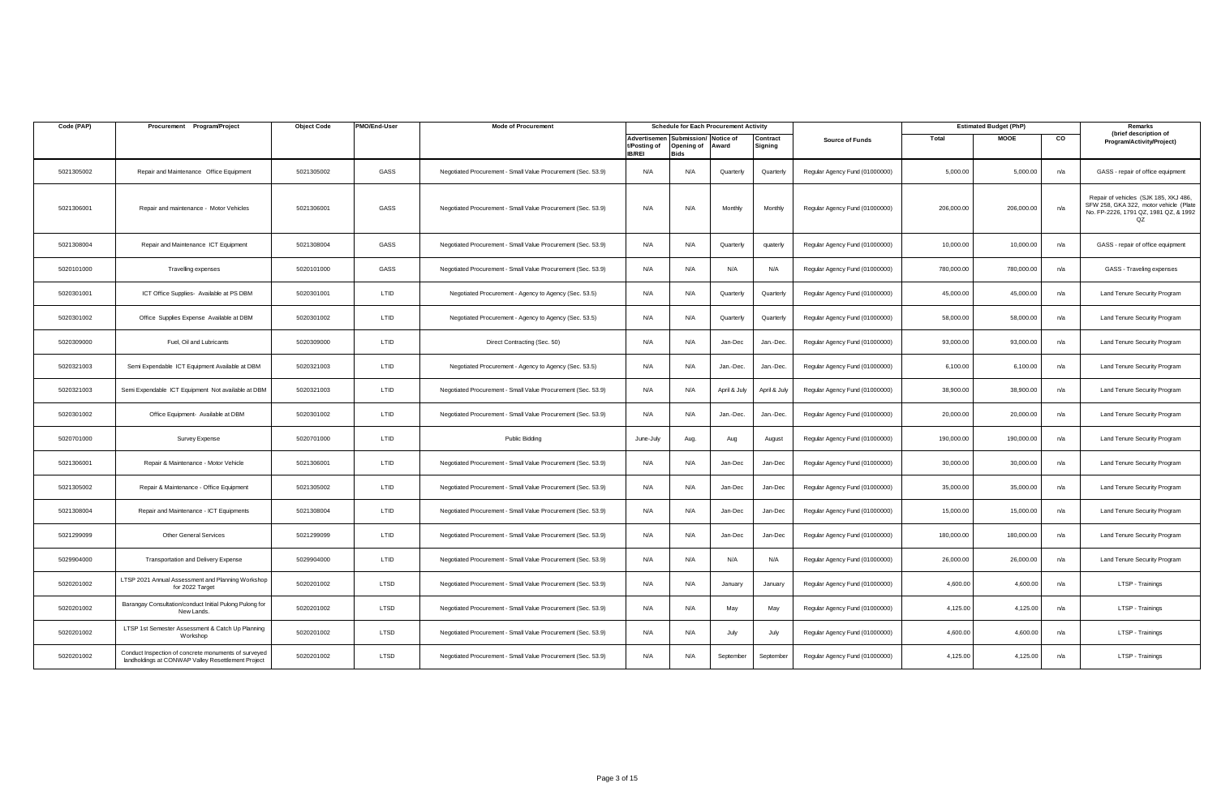| Code (PAP) | Procurement Program/Project | Object Code | PMO/End-User | Mode of Procurement | Schedule for Each Procurement Activity | | | | Source of Funds | Estimated Budget (PhP) | | | Remarks (brief description of Program/Activity/Project) |
|---|---|---|---|---|---|---|---|---|---|---|---|---|---|
| | | | | | Advertisement/Posting of IB/REI | Submission/ Opening of Bids | Notice of Award | Contract Signing | | Total | MOOE | CO | |
| 5021305002 | Repair and Maintenance Office Equipment | 5021305002 | GASS | Negotiated Procurement - Small Value Procurement (Sec. 53.9) | N/A | N/A | Quarterly | Quarterly | Regular Agency Fund (01000000) | 5,000.00 | 5,000.00 | n/a | GASS - repair of office equipment |
| 5021306001 | Repair and maintenance - Motor Vehicles | 5021306001 | GASS | Negotiated Procurement - Small Value Procurement (Sec. 53.9) | N/A | N/A | Monthly | Monthly | Regular Agency Fund (01000000) | 206,000.00 | 206,000.00 | n/a | Repair of vehicles (SJK 185, XKJ 486, SFW 258, GKA 322, motor vehicle (Plate No. FP-2226, 1791 QZ, 1981 QZ, & 1992 QZ |
| 5021308004 | Repair and Maintenance ICT Equipment | 5021308004 | GASS | Negotiated Procurement - Small Value Procurement (Sec. 53.9) | N/A | N/A | Quarterly | quaterly | Regular Agency Fund (01000000) | 10,000.00 | 10,000.00 | n/a | GASS - repair of office equipment |
| 5020101000 | Travelling expenses | 5020101000 | GASS | Negotiated Procurement - Small Value Procurement (Sec. 53.9) | N/A | N/A | N/A | N/A | Regular Agency Fund (01000000) | 780,000.00 | 780,000.00 | n/a | GASS - Traveling expenses |
| 5020301001 | ICT Office Supplies- Available at PS DBM | 5020301001 | LTID | Negotiated Procurement - Agency to Agency (Sec. 53.5) | N/A | N/A | Quarterly | Quarterly | Regular Agency Fund (01000000) | 45,000.00 | 45,000.00 | n/a | Land Tenure Security Program |
| 5020301002 | Office Supplies Expense Available at DBM | 5020301002 | LTID | Negotiated Procurement - Agency to Agency (Sec. 53.5) | N/A | N/A | Quarterly | Quarterly | Regular Agency Fund (01000000) | 58,000.00 | 58,000.00 | n/a | Land Tenure Security Program |
| 5020309000 | Fuel, Oil and Lubricants | 5020309000 | LTID | Direct Contracting (Sec. 50) | N/A | N/A | Jan-Dec | Jan.-Dec. | Regular Agency Fund (01000000) | 93,000.00 | 93,000.00 | n/a | Land Tenure Security Program |
| 5020321003 | Semi Expendable ICT Equipment Available at DBM | 5020321003 | LTID | Negotiated Procurement - Agency to Agency (Sec. 53.5) | N/A | N/A | Jan.-Dec. | Jan.-Dec. | Regular Agency Fund (01000000) | 6,100.00 | 6,100.00 | n/a | Land Tenure Security Program |
| 5020321003 | Semi Expendable ICT Equipment Not available at DBM | 5020321003 | LTID | Negotiated Procurement - Small Value Procurement (Sec. 53.9) | N/A | N/A | April & July | April & July | Regular Agency Fund (01000000) | 38,900.00 | 38,900.00 | n/a | Land Tenure Security Program |
| 5020301002 | Office Equipment- Available at DBM | 5020301002 | LTID | Negotiated Procurement - Small Value Procurement (Sec. 53.9) | N/A | N/A | Jan.-Dec. | Jan.-Dec. | Regular Agency Fund (01000000) | 20,000.00 | 20,000.00 | n/a | Land Tenure Security Program |
| 5020701000 | Survey Expense | 5020701000 | LTID | Public Bidding | June-July | Aug. | Aug | August | Regular Agency Fund (01000000) | 190,000.00 | 190,000.00 | n/a | Land Tenure Security Program |
| 5021306001 | Repair & Maintenance - Motor Vehicle | 5021306001 | LTID | Negotiated Procurement - Small Value Procurement (Sec. 53.9) | N/A | N/A | Jan-Dec | Jan-Dec | Regular Agency Fund (01000000) | 30,000.00 | 30,000.00 | n/a | Land Tenure Security Program |
| 5021305002 | Repair & Maintenance - Office Equipment | 5021305002 | LTID | Negotiated Procurement - Small Value Procurement (Sec. 53.9) | N/A | N/A | Jan-Dec | Jan-Dec | Regular Agency Fund (01000000) | 35,000.00 | 35,000.00 | n/a | Land Tenure Security Program |
| 5021308004 | Repair and Maintenance - ICT Equipments | 5021308004 | LTID | Negotiated Procurement - Small Value Procurement (Sec. 53.9) | N/A | N/A | Jan-Dec | Jan-Dec | Regular Agency Fund (01000000) | 15,000.00 | 15,000.00 | n/a | Land Tenure Security Program |
| 5021299099 | Other General Services | 5021299099 | LTID | Negotiated Procurement - Small Value Procurement (Sec. 53.9) | N/A | N/A | Jan-Dec | Jan-Dec | Regular Agency Fund (01000000) | 180,000.00 | 180,000.00 | n/a | Land Tenure Security Program |
| 5029904000 | Transportation and Delivery Expense | 5029904000 | LTID | Negotiated Procurement - Small Value Procurement (Sec. 53.9) | N/A | N/A | N/A | N/A | Regular Agency Fund (01000000) | 26,000.00 | 26,000.00 | n/a | Land Tenure Security Program |
| 5020201002 | LTSP 2021 Annual Assessment and Planning Workshop for 2022 Target | 5020201002 | LTSD | Negotiated Procurement - Small Value Procurement (Sec. 53.9) | N/A | N/A | January | January | Regular Agency Fund (01000000) | 4,600.00 | 4,600.00 | n/a | LTSP - Trainings |
| 5020201002 | Barangay Consultation/conduct Initial Pulong Pulong for New Lands. | 5020201002 | LTSD | Negotiated Procurement - Small Value Procurement (Sec. 53.9) | N/A | N/A | May | May | Regular Agency Fund (01000000) | 4,125.00 | 4,125.00 | n/a | LTSP - Trainings |
| 5020201002 | LTSP 1st Semester Assessment & Catch Up Planning Workshop | 5020201002 | LTSD | Negotiated Procurement - Small Value Procurement (Sec. 53.9) | N/A | N/A | July | July | Regular Agency Fund (01000000) | 4,600.00 | 4,600.00 | n/a | LTSP - Trainings |
| 5020201002 | Conduct Inspection of concrete monuments of surveyed landholdings at CONWAP Valley Resettlement Project | 5020201002 | LTSD | Negotiated Procurement - Small Value Procurement (Sec. 53.9) | N/A | N/A | September | September | Regular Agency Fund (01000000) | 4,125.00 | 4,125.00 | n/a | LTSP - Trainings |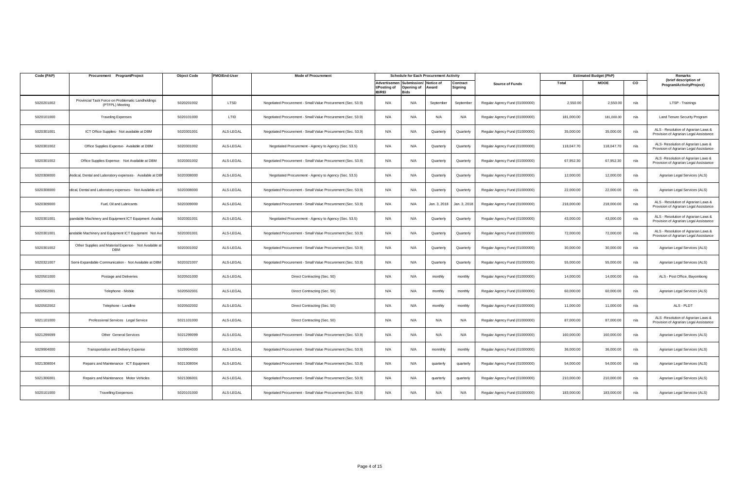| Code (PAP) | Procurement Program/Project | Object Code | PMO/End-User | Mode of Procurement | Schedule for Each Procurement Activity | | | | Source of Funds | Estimated Budget (PhP) | | | Remarks (brief description of Program/Activity/Project) |
|---|---|---|---|---|---|---|---|---|---|---|---|---|---|
| | | | | | Advertisement/Posting of IB/REI | Submission/Opening of Bids | Notice of Award | Contract Signing | | Total | MOOE | CO | |
| 5020201002 | Provincial Task Force on Problematic Landholdings (PTFPL) Meeting | 5020201002 | LTSD | Negotiated Procurement - Small Value Procurement (Sec. 53.9) | N/A | N/A | September | September | Regular Agency Fund (01000000) | 2,550.00 | 2,550.00 | n/a | LTSP - Trainings |
| 5020101000 | Traveling Expenses | 5020101000 | LTID | Negotiated Procurement - Small Value Procurement (Sec. 53.9) | N/A | N/A | N/A | N/A | Regular Agency Fund (01000000) | 181,000.00 | 181,000.00 | n/a | Land Tenure Security Program |
| 5020301001 | ICT Office Supplies - Not available at DBM | 5020301001 | ALS-LEGAL | Negotiated Procurement - Small Value Procurement (Sec. 53.9) | N/A | N/A | Quarterly | Quarterly | Regular Agency Fund (01000000) | 35,000.00 | 35,000.00 | n/a | ALS - Resolution of Agrarian Laws & Provision of Agrarian Legal Assistance |
| 5020301002 | Office Supplies Expense - Available at DBM | 5020301002 | ALS-LEGAL | Negotiated Procurement - Agency to Agency (Sec. 53.5) | N/A | N/A | Quarterly | Quarterly | Regular Agency Fund (01000000) | 118,047.70 | 118,047.70 | n/a | ALS- Resolution of Agrarian Laws & Provision of Agrarian Legal Assistance |
| 5020301002 | Office Supplies Expense - Not Available at DBM | 5020301002 | ALS-LEGAL | Negotiated Procurement - Small Value Procurement (Sec. 53.9) | N/A | N/A | Quarterly | Quarterly | Regular Agency Fund (01000000) | 67,952.30 | 67,952.30 | n/a | ALS -Resolution of Agrarian Laws & Provision of Agrarian Legal Assistance |
| 5020308000 | Medical, Dental and Laboratory expenses - Available at DBM | 5020308000 | ALS-LEGAL | Negotiated Procurement - Agency to Agency (Sec. 53.5) | N/A | N/A | Quarterly | Quarterly | Regular Agency Fund (01000000) | 12,000.00 | 12,000.00 | n/a | Agrarian Legal Services (ALS) |
| 5020308000 | Medical, Dental and Laboratory expenses - Not Available at DBM | 5020308000 | ALS-LEGAL | Negotiated Procurement - Small Value Procurement (Sec. 53.9) | N/A | N/A | Quarterly | Quarterly | Regular Agency Fund (01000000) | 22,000.00 | 22,000.00 | n/a | Agrarian Legal Services (ALS) |
| 5020309000 | Fuel, Oil and Lubricants | 5020309000 | ALS-LEGAL | Negotiated Procurement - Small Value Procurement (Sec. 53.9) | N/A | N/A | Jan. 3, 2018 | Jan. 3, 2018 | Regular Agency Fund (01000000) | 218,000.00 | 218,000.00 | n/a | ALS - Resolution of Agrarian Laws & Provision of Agrarian Legal Assistance |
| 5020301001 | Expandable Machinery and Equipment ICT Equipment Available | 5020301001 | ALS-LEGAL | Negotiated Procurement - Agency to Agency (Sec. 53.5) | N/A | N/A | Quarterly | Quarterly | Regular Agency Fund (01000000) | 43,000.00 | 43,000.00 | n/a | ALS - Resolution of Agrarian Laws & Provision of Agrarian Legal Assistance |
| 5020301001 | Expandable Machinery and Equipment ICT Equipment Not Available | 5020301001 | ALS-LEGAL | Negotiated Procurement - Small Value Procurement (Sec. 53.9) | N/A | N/A | Quarterly | Quarterly | Regular Agency Fund (01000000) | 72,000.00 | 72,000.00 | n/a | ALS - Resolution of Agrarian Laws & Provision of Agrarian Legal Assistance |
| 5020301002 | Other Supplies and Material Expense - Not Available at DBM | 5020301002 | ALS-LEGAL | Negotiated Procurement - Small Value Procurement (Sec. 53.9) | N/A | N/A | Quarterly | Quarterly | Regular Agency Fund (01000000) | 30,000.00 | 30,000.00 | n/a | Agrarian Legal Services (ALS) |
| 5020321007 | Semi-Expandable-Communication - Not Available at DBM | 5020321007 | ALS-LEGAL | Negotiated Procurement - Small Value Procurement (Sec. 53.9) | N/A | N/A | Quarterly | Quarterly | Regular Agency Fund (01000000) | 55,000.00 | 55,000.00 | n/a | Agrarian Legal Services (ALS) |
| 5020501000 | Postage and Deliveries | 5020501000 | ALS-LEGAL | Direct Contracting (Sec. 50) | N/A | N/A | monthly | monthly | Regular Agency Fund (01000000) | 14,000.00 | 14,000.00 | n/a | ALS - Post Office, Bayombong |
| 5020502001 | Telephone - Mobile | 5020502001 | ALS-LEGAL | Direct Contracting (Sec. 50) | N/A | N/A | monthly | monthly | Regular Agency Fund (01000000) | 60,000.00 | 60,000.00 | n/a | Agrarian Legal Services (ALS) |
| 5020502002 | Telephone - Landline | 5020502002 | ALS-LEGAL | Direct Contracting (Sec. 50) | N/A | N/A | monthly | monthly | Regular Agency Fund (01000000) | 11,000.00 | 11,000.00 | n/a | ALS - PLDT |
| 5021101000 | Professional Services Legal Service | 5021101000 | ALS-LEGAL | Direct Contracting (Sec. 50) | N/A | N/A | N/A | N/A | Regular Agency Fund (01000000) | 87,000.00 | 87,000.00 | n/a | ALS -Resolution of Agrarian Laws & Provision of Agrarian Legal Assistance |
| 5021299099 | Other General Services | 5021299099 | ALS-LEGAL | Negotiated Procurement - Small Value Procurement (Sec. 53.9) | N/A | N/A | N/A | N/A | Regular Agency Fund (01000000) | 160,000.00 | 160,000.00 | n/a | Agrarian Legal Services (ALS) |
| 5029904000 | Transportation and Delivery Expense | 5029904000 | ALS-LEGAL | Negotiated Procurement - Small Value Procurement (Sec. 53.9) | N/A | N/A | monnthly | monthly | Regular Agency Fund (01000000) | 36,000.00 | 36,000.00 | n/a | Agrarian Legal Services (ALS) |
| 5021308004 | Repairs and Maintenance ICT Equipment | 5021308004 | ALS-LEGAL | Negotiated Procurement - Small Value Procurement (Sec. 53.9) | N/A | N/A | quarterly | quarterly | Regular Agency Fund (01000000) | 54,000.00 | 54,000.00 | n/a | Agrarian Legal Services (ALS) |
| 5021306001 | Repairs and Maintenance Motor Vehicles | 5021306001 | ALS-LEGAL | Negotiated Procurement - Small Value Procurement (Sec. 53.9) | N/A | N/A | quarterly | quarterly | Regular Agency Fund (01000000) | 210,000.00 | 210,000.00 | n/a | Agrarian Legal Services (ALS) |
| 5020101000 | Travelling Exepenses | 5020101000 | ALS-LEGAL | Negotiated Procurement - Small Value Procurement (Sec. 53.9) | N/A | N/A | N/A | N/A | Regular Agency Fund (01000000) | 183,000.00 | 183,000.00 | n/a | Agrarian Legal Services (ALS) |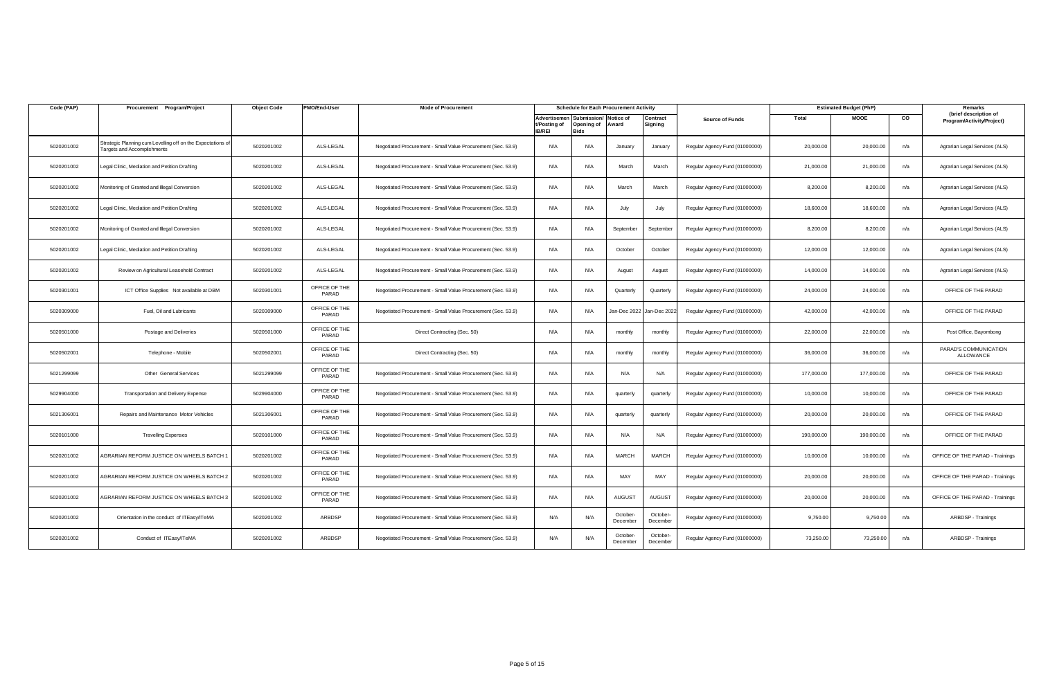| Code (PAP) | Procurement Program/Project | Object Code | PMO/End-User | Mode of Procurement | Schedule for Each Procurement Activity | | | | Source of Funds | Estimated Budget (PhP) | | | Remarks (brief description of Program/Activity/Project) |
|---|---|---|---|---|---|---|---|---|---|---|---|---|---|
| | | | | | Advertisement/Posting of IB/REI | Submission/ Opening of Bids | Notice of Award | Contract Signing | | Total | MOOE | CO | |
| 5020201002 | Strategic Planning cum Levelling off on the Expectations of Targets and Accomplishments | 5020201002 | ALS-LEGAL | Negotiated Procurement - Small Value Procurement (Sec. 53.9) | N/A | N/A | January | January | Regular Agency Fund (01000000) | 20,000.00 | 20,000.00 | n/a | Agrarian Legal Services (ALS) |
| 5020201002 | Legal Clinic, Mediation and Petition Drafting | 5020201002 | ALS-LEGAL | Negotiated Procurement - Small Value Procurement (Sec. 53.9) | N/A | N/A | March | March | Regular Agency Fund (01000000) | 21,000.00 | 21,000.00 | n/a | Agrarian Legal Services (ALS) |
| 5020201002 | Monitoring of Granted and Illegal Conversion | 5020201002 | ALS-LEGAL | Negotiated Procurement - Small Value Procurement (Sec. 53.9) | N/A | N/A | March | March | Regular Agency Fund (01000000) | 8,200.00 | 8,200.00 | n/a | Agrarian Legal Services (ALS) |
| 5020201002 | Legal Clinic, Mediation and Petition Drafting | 5020201002 | ALS-LEGAL | Negotiated Procurement - Small Value Procurement (Sec. 53.9) | N/A | N/A | July | July | Regular Agency Fund (01000000) | 18,600.00 | 18,600.00 | n/a | Agrarian Legal Services (ALS) |
| 5020201002 | Monitoring of Granted and Illegal Conversion | 5020201002 | ALS-LEGAL | Negotiated Procurement - Small Value Procurement (Sec. 53.9) | N/A | N/A | September | September | Regular Agency Fund (01000000) | 8,200.00 | 8,200.00 | n/a | Agrarian Legal Services (ALS) |
| 5020201002 | Legal Clinic, Mediation and Petition Drafting | 5020201002 | ALS-LEGAL | Negotiated Procurement - Small Value Procurement (Sec. 53.9) | N/A | N/A | October | October | Regular Agency Fund (01000000) | 12,000.00 | 12,000.00 | n/a | Agrarian Legal Services (ALS) |
| 5020201002 | Review on Agricultural Leasehold Contract | 5020201002 | ALS-LEGAL | Negotiated Procurement - Small Value Procurement (Sec. 53.9) | N/A | N/A | August | August | Regular Agency Fund (01000000) | 14,000.00 | 14,000.00 | n/a | Agrarian Legal Services (ALS) |
| 5020301001 | ICT Office Supplies Not available at DBM | 5020301001 | OFFICE OF THE PARAD | Negotiated Procurement - Small Value Procurement (Sec. 53.9) | N/A | N/A | Quarterly | Quarterly | Regular Agency Fund (01000000) | 24,000.00 | 24,000.00 | n/a | OFFICE OF THE PARAD |
| 5020309000 | Fuel, Oil and Lubricants | 5020309000 | OFFICE OF THE PARAD | Negotiated Procurement - Small Value Procurement (Sec. 53.9) | N/A | N/A | Jan-Dec 2022 | Jan-Dec 2022 | Regular Agency Fund (01000000) | 42,000.00 | 42,000.00 | n/a | OFFICE OF THE PARAD |
| 5020501000 | Postage and Deliveries | 5020501000 | OFFICE OF THE PARAD | Direct Contracting (Sec. 50) | N/A | N/A | monthly | monthly | Regular Agency Fund (01000000) | 22,000.00 | 22,000.00 | n/a | Post Office, Bayombong |
| 5020502001 | Telephone - Mobile | 5020502001 | OFFICE OF THE PARAD | Direct Contracting (Sec. 50) | N/A | N/A | monthly | monthly | Regular Agency Fund (01000000) | 36,000.00 | 36,000.00 | n/a | PARAD'S COMMUNICATION ALLOWANCE |
| 5021299099 | Other General Services | 5021299099 | OFFICE OF THE PARAD | Negotiated Procurement - Small Value Procurement (Sec. 53.9) | N/A | N/A | N/A | N/A | Regular Agency Fund (01000000) | 177,000.00 | 177,000.00 | n/a | OFFICE OF THE PARAD |
| 5029904000 | Transportation and Delivery Expense | 5029904000 | OFFICE OF THE PARAD | Negotiated Procurement - Small Value Procurement (Sec. 53.9) | N/A | N/A | quarterly | quarterly | Regular Agency Fund (01000000) | 10,000.00 | 10,000.00 | n/a | OFFICE OF THE PARAD |
| 5021306001 | Repairs and Maintenance Motor Vehicles | 5021306001 | OFFICE OF THE PARAD | Negotiated Procurement - Small Value Procurement (Sec. 53.9) | N/A | N/A | quarterly | quarterly | Regular Agency Fund (01000000) | 20,000.00 | 20,000.00 | n/a | OFFICE OF THE PARAD |
| 5020101000 | Travelling Expenses | 5020101000 | OFFICE OF THE PARAD | Negotiated Procurement - Small Value Procurement (Sec. 53.9) | N/A | N/A | N/A | N/A | Regular Agency Fund (01000000) | 190,000.00 | 190,000.00 | n/a | OFFICE OF THE PARAD |
| 5020201002 | AGRARIAN REFORM JUSTICE ON WHEELS BATCH 1 | 5020201002 | OFFICE OF THE PARAD | Negotiated Procurement - Small Value Procurement (Sec. 53.9) | N/A | N/A | MARCH | MARCH | Regular Agency Fund (01000000) | 10,000.00 | 10,000.00 | n/a | OFFICE OF THE PARAD - Trainings |
| 5020201002 | AGRARIAN REFORM JUSTICE ON WHEELS BATCH 2 | 5020201002 | OFFICE OF THE PARAD | Negotiated Procurement - Small Value Procurement (Sec. 53.9) | N/A | N/A | MAY | MAY | Regular Agency Fund (01000000) | 20,000.00 | 20,000.00 | n/a | OFFICE OF THE PARAD - Trainings |
| 5020201002 | AGRARIAN REFORM JUSTICE ON WHEELS BATCH 3 | 5020201002 | OFFICE OF THE PARAD | Negotiated Procurement - Small Value Procurement (Sec. 53.9) | N/A | N/A | AUGUST | AUGUST | Regular Agency Fund (01000000) | 20,000.00 | 20,000.00 | n/a | OFFICE OF THE PARAD - Trainings |
| 5020201002 | Orientation in the conduct of ITEasy/ITeMA | 5020201002 | ARBDSP | Negotiated Procurement - Small Value Procurement (Sec. 53.9) | N/A | N/A | October-December | October-December | Regular Agency Fund (01000000) | 9,750.00 | 9,750.00 | n/a | ARBDSP - Trainings |
| 5020201002 | Conduct of ITEasy/ITeMA | 5020201002 | ARBDSP | Negotiated Procurement - Small Value Procurement (Sec. 53.9) | N/A | N/A | October-December | October-December | Regular Agency Fund (01000000) | 73,250.00 | 73,250.00 | n/a | ARBDSP - Trainings |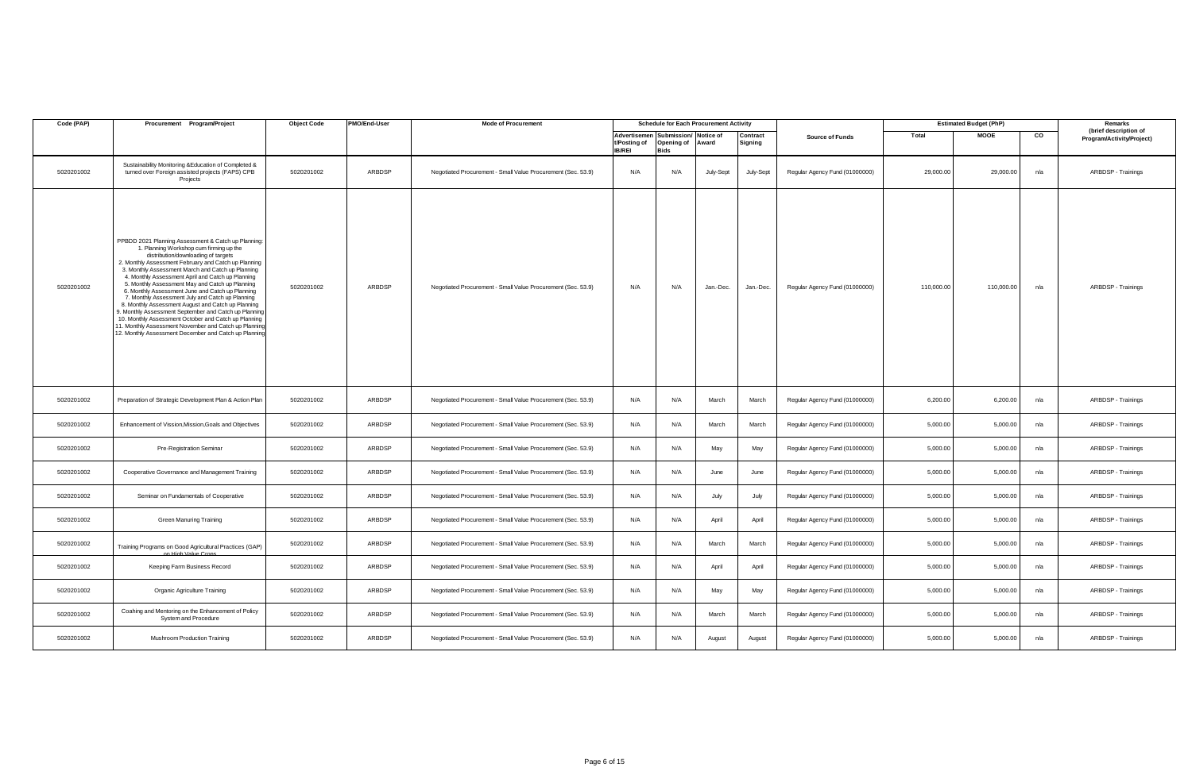| Code (PAP) | Procurement Program/Project | Object Code | PMO/End-User | Mode of Procurement | Schedule for Each Procurement Activity | | | | Source of Funds | Estimated Budget (PhP) | | | Remarks (brief description of Program/Activity/Project) |
|---|---|---|---|---|---|---|---|---|---|---|---|---|---|
| | | | | | Advertisement/Posting of IB/REI | Submission/ Opening of Bids | Notice of Award | Contract Signing | | Total | MOOE | CO | |
| 5020201002 | Sustainability Monitoring &Education of Completed & turned over Foreign assisted projects (FAPS) CPB Projects | 5020201002 | ARBDSP | Negotiated Procurement - Small Value Procurement (Sec. 53.9) | N/A | N/A | July-Sept | July-Sept | Regular Agency Fund (01000000) | 29,000.00 | 29,000.00 | n/a | ARBDSP - Trainings |
| 5020201002 | PPBDD 2021 Planning Assessment & Catch up Planning: 1. Planning Workshop cum firming up the distribution/downloading of targets 2. Monthly Assessment February and Catch up Planning 3. Monthly Assessment March and Catch up Planning 4. Monthly Assessment April and Catch up Planning 5. Monthly Assessment May and Catch up Planning 6. Monthly Assessment June and Catch up Planning 7. Monthly Assessment July and Catch up Planning 8. Monthly Assessment August and Catch up Planning 9. Monthly Assessment September and Catch up Planning 10. Monthly Assessment October and Catch up Planning 11. Monthly Assessment November and Catch up Planning 12. Monthly Assessment December and Catch up Planning | 5020201002 | ARBDSP | Negotiated Procurement - Small Value Procurement (Sec. 53.9) | N/A | N/A | Jan.-Dec. | Jan.-Dec. | Regular Agency Fund (01000000) | 110,000.00 | 110,000.00 | n/a | ARBDSP - Trainings |
| 5020201002 | Preparation of Strategic Development Plan & Action Plan | 5020201002 | ARBDSP | Negotiated Procurement - Small Value Procurement (Sec. 53.9) | N/A | N/A | March | March | Regular Agency Fund (01000000) | 6,200.00 | 6,200.00 | n/a | ARBDSP - Trainings |
| 5020201002 | Enhancement of Vission,Mission,Goals and Objectives | 5020201002 | ARBDSP | Negotiated Procurement - Small Value Procurement (Sec. 53.9) | N/A | N/A | March | March | Regular Agency Fund (01000000) | 5,000.00 | 5,000.00 | n/a | ARBDSP - Trainings |
| 5020201002 | Pre-Registration Seminar | 5020201002 | ARBDSP | Negotiated Procurement - Small Value Procurement (Sec. 53.9) | N/A | N/A | May | May | Regular Agency Fund (01000000) | 5,000.00 | 5,000.00 | n/a | ARBDSP - Trainings |
| 5020201002 | Cooperative Governance and Management Training | 5020201002 | ARBDSP | Negotiated Procurement - Small Value Procurement (Sec. 53.9) | N/A | N/A | June | June | Regular Agency Fund (01000000) | 5,000.00 | 5,000.00 | n/a | ARBDSP - Trainings |
| 5020201002 | Seminar on Fundamentals of Cooperative | 5020201002 | ARBDSP | Negotiated Procurement - Small Value Procurement (Sec. 53.9) | N/A | N/A | July | July | Regular Agency Fund (01000000) | 5,000.00 | 5,000.00 | n/a | ARBDSP - Trainings |
| 5020201002 | Green Manuring Training | 5020201002 | ARBDSP | Negotiated Procurement - Small Value Procurement (Sec. 53.9) | N/A | N/A | April | April | Regular Agency Fund (01000000) | 5,000.00 | 5,000.00 | n/a | ARBDSP - Trainings |
| 5020201002 | Training Programs on Good Agricultural Practices (GAP) on High Value Crops | 5020201002 | ARBDSP | Negotiated Procurement - Small Value Procurement (Sec. 53.9) | N/A | N/A | March | March | Regular Agency Fund (01000000) | 5,000.00 | 5,000.00 | n/a | ARBDSP - Trainings |
| 5020201002 | Keeping Farm Business Record | 5020201002 | ARBDSP | Negotiated Procurement - Small Value Procurement (Sec. 53.9) | N/A | N/A | April | April | Regular Agency Fund (01000000) | 5,000.00 | 5,000.00 | n/a | ARBDSP - Trainings |
| 5020201002 | Organic Agriculture Training | 5020201002 | ARBDSP | Negotiated Procurement - Small Value Procurement (Sec. 53.9) | N/A | N/A | May | May | Regular Agency Fund (01000000) | 5,000.00 | 5,000.00 | n/a | ARBDSP - Trainings |
| 5020201002 | Coahing and Mentoring on the Enhancement of Policy System and Procedure | 5020201002 | ARBDSP | Negotiated Procurement - Small Value Procurement (Sec. 53.9) | N/A | N/A | March | March | Regular Agency Fund (01000000) | 5,000.00 | 5,000.00 | n/a | ARBDSP - Trainings |
| 5020201002 | Mushroom Production Training | 5020201002 | ARBDSP | Negotiated Procurement - Small Value Procurement (Sec. 53.9) | N/A | N/A | August | August | Regular Agency Fund (01000000) | 5,000.00 | 5,000.00 | n/a | ARBDSP - Trainings |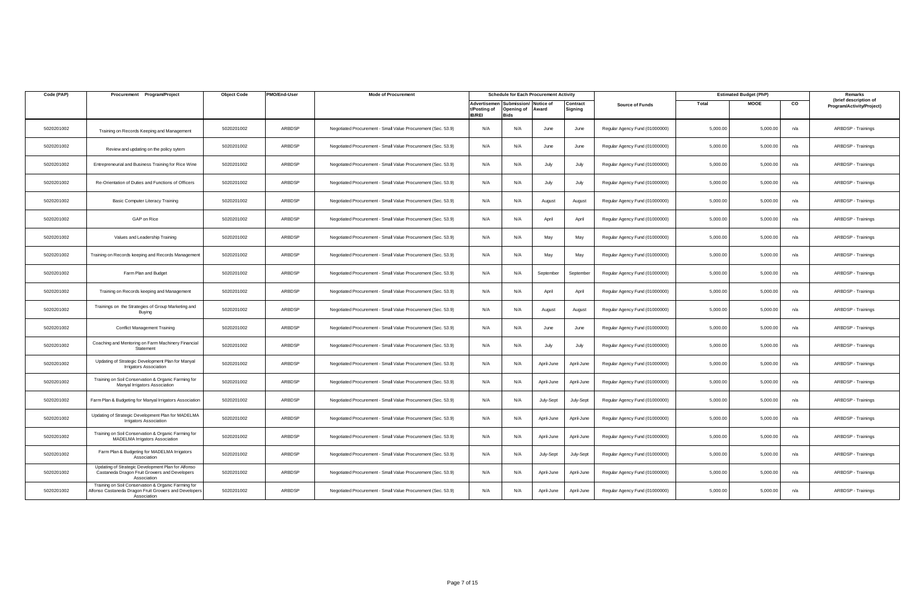| Code (PAP) | Procurement Program/Project | Object Code | PMO/End-User | Mode of Procurement | Schedule for Each Procurement Activity | | | | Source of Funds | Estimated Budget (PhP) | | | Remarks (brief description of Program/Activity/Project) |
|---|---|---|---|---|---|---|---|---|---|---|---|---|---|
| | | | | | Advertisement/Posting of IB/REI | Submission/ Opening of Bids | Notice of Award | Contract Signing | | Total | MOOE | CO | |
| 5020201002 | Training on Records Keeping and Management | 5020201002 | ARBDSP | Negotiated Procurement - Small Value Procurement (Sec. 53.9) | N/A | N/A | June | June | Regular Agency Fund (01000000) | 5,000.00 | 5,000.00 | n/a | ARBDSP - Trainings |
| 5020201002 | Review and updating on the policy sytem | 5020201002 | ARBDSP | Negotiated Procurement - Small Value Procurement (Sec. 53.9) | N/A | N/A | June | June | Regular Agency Fund (01000000) | 5,000.00 | 5,000.00 | n/a | ARBDSP - Trainings |
| 5020201002 | Entrepreneurial and Business Training for Rice Wine | 5020201002 | ARBDSP | Negotiated Procurement - Small Value Procurement (Sec. 53.9) | N/A | N/A | July | July | Regular Agency Fund (01000000) | 5,000.00 | 5,000.00 | n/a | ARBDSP - Trainings |
| 5020201002 | Re-Orientation of Duties and Functions of Officers | 5020201002 | ARBDSP | Negotiated Procurement - Small Value Procurement (Sec. 53.9) | N/A | N/A | July | July | Regular Agency Fund (01000000) | 5,000.00 | 5,000.00 | n/a | ARBDSP - Trainings |
| 5020201002 | Basic Computer Literacy Training | 5020201002 | ARBDSP | Negotiated Procurement - Small Value Procurement (Sec. 53.9) | N/A | N/A | August | August | Regular Agency Fund (01000000) | 5,000.00 | 5,000.00 | n/a | ARBDSP - Trainings |
| 5020201002 | GAP on Rice | 5020201002 | ARBDSP | Negotiated Procurement - Small Value Procurement (Sec. 53.9) | N/A | N/A | April | April | Regular Agency Fund (01000000) | 5,000.00 | 5,000.00 | n/a | ARBDSP - Trainings |
| 5020201002 | Values and Leadership Training | 5020201002 | ARBDSP | Negotiated Procurement - Small Value Procurement (Sec. 53.9) | N/A | N/A | May | May | Regular Agency Fund (01000000) | 5,000.00 | 5,000.00 | n/a | ARBDSP - Trainings |
| 5020201002 | Training on Records keeping and Records Management | 5020201002 | ARBDSP | Negotiated Procurement - Small Value Procurement (Sec. 53.9) | N/A | N/A | May | May | Regular Agency Fund (01000000) | 5,000.00 | 5,000.00 | n/a | ARBDSP - Trainings |
| 5020201002 | Farm Plan and Budget | 5020201002 | ARBDSP | Negotiated Procurement - Small Value Procurement (Sec. 53.9) | N/A | N/A | September | September | Regular Agency Fund (01000000) | 5,000.00 | 5,000.00 | n/a | ARBDSP - Trainings |
| 5020201002 | Training on Records keeping and Management | 5020201002 | ARBDSP | Negotiated Procurement - Small Value Procurement (Sec. 53.9) | N/A | N/A | April | April | Regular Agency Fund (01000000) | 5,000.00 | 5,000.00 | n/a | ARBDSP - Trainings |
| 5020201002 | Trainings on the Strategies of Group Marketing and Buying | 5020201002 | ARBDSP | Negotiated Procurement - Small Value Procurement (Sec. 53.9) | N/A | N/A | August | August | Regular Agency Fund (01000000) | 5,000.00 | 5,000.00 | n/a | ARBDSP - Trainings |
| 5020201002 | Conflict Management Training | 5020201002 | ARBDSP | Negotiated Procurement - Small Value Procurement (Sec. 53.9) | N/A | N/A | June | June | Regular Agency Fund (01000000) | 5,000.00 | 5,000.00 | n/a | ARBDSP - Trainings |
| 5020201002 | Coaching and Mentoring on Farm Machinery Financial Statement | 5020201002 | ARBDSP | Negotiated Procurement - Small Value Procurement (Sec. 53.9) | N/A | N/A | July | July | Regular Agency Fund (01000000) | 5,000.00 | 5,000.00 | n/a | ARBDSP - Trainings |
| 5020201002 | Updating of Strategic Development Plan for Manyal Irrigators Association | 5020201002 | ARBDSP | Negotiated Procurement - Small Value Procurement (Sec. 53.9) | N/A | N/A | April-June | April-June | Regular Agency Fund (01000000) | 5,000.00 | 5,000.00 | n/a | ARBDSP - Trainings |
| 5020201002 | Training on Soil Conservation & Organic Farming for Manyal Irrigators Association | 5020201002 | ARBDSP | Negotiated Procurement - Small Value Procurement (Sec. 53.9) | N/A | N/A | April-June | April-June | Regular Agency Fund (01000000) | 5,000.00 | 5,000.00 | n/a | ARBDSP - Trainings |
| 5020201002 | Farm Plan & Budgeting for Manyal Irrigators Association | 5020201002 | ARBDSP | Negotiated Procurement - Small Value Procurement (Sec. 53.9) | N/A | N/A | July-Sept | July-Sept | Regular Agency Fund (01000000) | 5,000.00 | 5,000.00 | n/a | ARBDSP - Trainings |
| 5020201002 | Updating of Strategic Development Plan for MADELMA Irrigators Association | 5020201002 | ARBDSP | Negotiated Procurement - Small Value Procurement (Sec. 53.9) | N/A | N/A | April-June | April-June | Regular Agency Fund (01000000) | 5,000.00 | 5,000.00 | n/a | ARBDSP - Trainings |
| 5020201002 | Training on Soil Conservation & Organic Farming for MADELMA Irrigators Association | 5020201002 | ARBDSP | Negotiated Procurement - Small Value Procurement (Sec. 53.9) | N/A | N/A | April-June | April-June | Regular Agency Fund (01000000) | 5,000.00 | 5,000.00 | n/a | ARBDSP - Trainings |
| 5020201002 | Farm Plan & Budgeting for MADELMA Irrigators Association | 5020201002 | ARBDSP | Negotiated Procurement - Small Value Procurement (Sec. 53.9) | N/A | N/A | July-Sept | July-Sept | Regular Agency Fund (01000000) | 5,000.00 | 5,000.00 | n/a | ARBDSP - Trainings |
| 5020201002 | Updating of Strategic Development Plan for Alfonso Castaneda Dragon Fruit Growers and Developers Association | 5020201002 | ARBDSP | Negotiated Procurement - Small Value Procurement (Sec. 53.9) | N/A | N/A | April-June | April-June | Regular Agency Fund (01000000) | 5,000.00 | 5,000.00 | n/a | ARBDSP - Trainings |
| 5020201002 | Training on Soil Conservation & Organic Farming for Alfonso Castaneda Dragon Fruit Growers and Developers Association | 5020201002 | ARBDSP | Negotiated Procurement - Small Value Procurement (Sec. 53.9) | N/A | N/A | April-June | April-June | Regular Agency Fund (01000000) | 5,000.00 | 5,000.00 | n/a | ARBDSP - Trainings |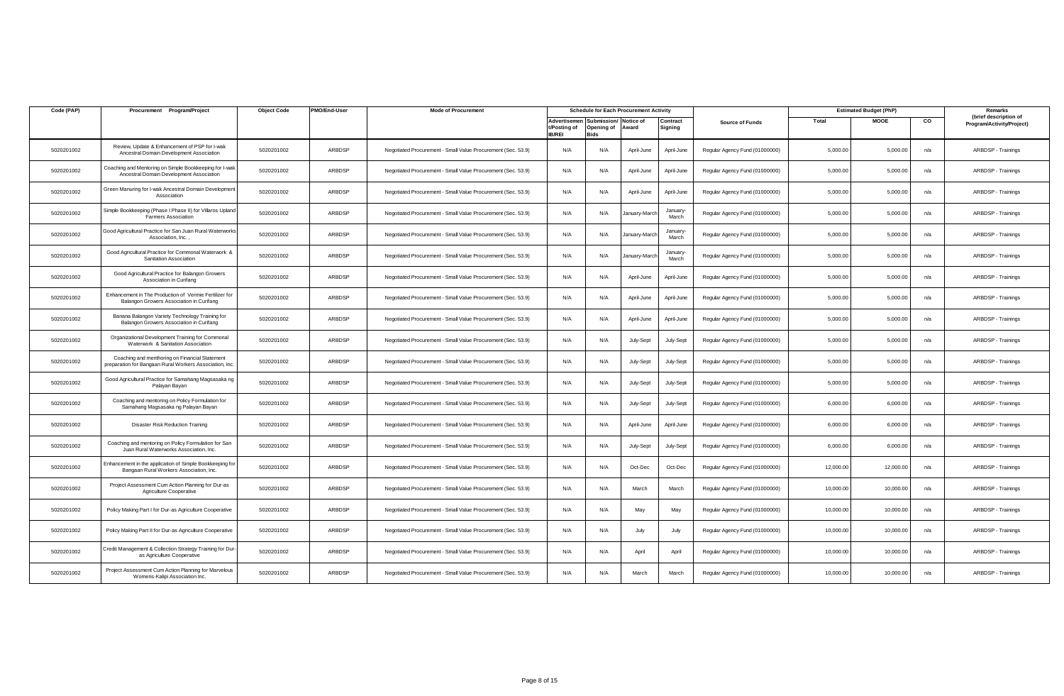| Code (PAP) | Procurement Program/Project | Object Code | PMO/End-User | Mode of Procurement | Schedule for Each Procurement Activity | | | | Source of Funds | Estimated Budget (PhP) | | | Remarks (brief description of Program/Activity/Project) |
|---|---|---|---|---|---|---|---|---|---|---|---|---|---|
| | | | | | Advertisement/Posting of IB/REI | Submission/ Opening of Bids | Notice of Award | Contract Signing | | Total | MOOE | CO | |
| 5020201002 | Review, Update & Enhancement of PSP for I-wak Ancestral Domain Development Association | 5020201002 | ARBDSP | Negotiated Procurement - Small Value Procurement (Sec. 53.9) | N/A | N/A | April-June | April-June | Regular Agency Fund (01000000) | 5,000.00 | 5,000.00 | n/a | ARBDSP - Trainings |
| 5020201002 | Coaching and Mentoring on Simple Bookkeeping for I-wak Ancestral Domain Development Association | 5020201002 | ARBDSP | Negotiated Procurement - Small Value Procurement (Sec. 53.9) | N/A | N/A | April-June | April-June | Regular Agency Fund (01000000) | 5,000.00 | 5,000.00 | n/a | ARBDSP - Trainings |
| 5020201002 | Green Manuring for I-wak Ancestral Domain Development Association | 5020201002 | ARBDSP | Negotiated Procurement - Small Value Procurement (Sec. 53.9) | N/A | N/A | April-June | April-June | Regular Agency Fund (01000000) | 5,000.00 | 5,000.00 | n/a | ARBDSP - Trainings |
| 5020201002 | Simple Bookkeeping (Phase I Phase II) for Villaros Upland Farmers Association | 5020201002 | ARBDSP | Negotiated Procurement - Small Value Procurement (Sec. 53.9) | N/A | N/A | January-March | January-March | Regular Agency Fund (01000000) | 5,000.00 | 5,000.00 | n/a | ARBDSP - Trainings |
| 5020201002 | Good Agricultural Practice for San Juan Rural Waterworks Association, Inc. , | 5020201002 | ARBDSP | Negotiated Procurement - Small Value Procurement (Sec. 53.9) | N/A | N/A | January-March | January-March | Regular Agency Fund (01000000) | 5,000.00 | 5,000.00 | n/a | ARBDSP - Trainings |
| 5020201002 | Good Agricultural Practice for Commonal Waterwork & Sanitation Association | 5020201002 | ARBDSP | Negotiated Procurement - Small Value Procurement (Sec. 53.9) | N/A | N/A | January-March | January-March | Regular Agency Fund (01000000) | 5,000.00 | 5,000.00 | n/a | ARBDSP - Trainings |
| 5020201002 | Good Agricultural Practice for Balangon Growers Association in Curifang | 5020201002 | ARBDSP | Negotiated Procurement - Small Value Procurement (Sec. 53.9) | N/A | N/A | April-June | April-June | Regular Agency Fund (01000000) | 5,000.00 | 5,000.00 | n/a | ARBDSP - Trainings |
| 5020201002 | Enhancement in The Production of Vermie Fertilizer for Balangon Growers Association in Curifang | 5020201002 | ARBDSP | Negotiated Procurement - Small Value Procurement (Sec. 53.9) | N/A | N/A | April-June | April-June | Regular Agency Fund (01000000) | 5,000.00 | 5,000.00 | n/a | ARBDSP - Trainings |
| 5020201002 | Banana Balangon Variety Technology Training for Balangon Growers Association in Curifang | 5020201002 | ARBDSP | Negotiated Procurement - Small Value Procurement (Sec. 53.9) | N/A | N/A | April-June | April-June | Regular Agency Fund (01000000) | 5,000.00 | 5,000.00 | n/a | ARBDSP - Trainings |
| 5020201002 | Organizational Development Training for Commonal Waterwork & Sanitation Association | 5020201002 | ARBDSP | Negotiated Procurement - Small Value Procurement (Sec. 53.9) | N/A | N/A | July-Sept | July-Sept | Regular Agency Fund (01000000) | 5,000.00 | 5,000.00 | n/a | ARBDSP - Trainings |
| 5020201002 | Coaching and menthoring on Financial Statement preparation for Bangaan Rural Workers Association, Inc. | 5020201002 | ARBDSP | Negotiated Procurement - Small Value Procurement (Sec. 53.9) | N/A | N/A | July-Sept | July-Sept | Regular Agency Fund (01000000) | 5,000.00 | 5,000.00 | n/a | ARBDSP - Trainings |
| 5020201002 | Good Agricultural Practice for Samahang Magsasaka ng Palayan Bayan | 5020201002 | ARBDSP | Negotiated Procurement - Small Value Procurement (Sec. 53.9) | N/A | N/A | July-Sept | July-Sept | Regular Agency Fund (01000000) | 5,000.00 | 5,000.00 | n/a | ARBDSP - Trainings |
| 5020201002 | Coaching and mentoring on Policy Formulation for Samahang Magsasaka ng Palayan Bayan | 5020201002 | ARBDSP | Negotiated Procurement - Small Value Procurement (Sec. 53.9) | N/A | N/A | July-Sept | July-Sept | Regular Agency Fund (01000000) | 6,000.00 | 6,000.00 | n/a | ARBDSP - Trainings |
| 5020201002 | Disaster Risk Reduction Training | 5020201002 | ARBDSP | Negotiated Procurement - Small Value Procurement (Sec. 53.9) | N/A | N/A | April-June | April-June | Regular Agency Fund (01000000) | 6,000.00 | 6,000.00 | n/a | ARBDSP - Trainings |
| 5020201002 | Coaching and mentoring on Policy Formulation for San Juan Rural Waterworks Association, Inc. | 5020201002 | ARBDSP | Negotiated Procurement - Small Value Procurement (Sec. 53.9) | N/A | N/A | July-Sept | July-Sept | Regular Agency Fund (01000000) | 6,000.00 | 6,000.00 | n/a | ARBDSP - Trainings |
| 5020201002 | Enhancement in the application of Simple Bookkeeping for Bangaan Rural Workers Association, Inc. | 5020201002 | ARBDSP | Negotiated Procurement - Small Value Procurement (Sec. 53.9) | N/A | N/A | Oct-Dec | Oct-Dec | Regular Agency Fund (01000000) | 12,000.00 | 12,000.00 | n/a | ARBDSP - Trainings |
| 5020201002 | Project Assessment Cum Action Planning for Dur-as Agriculture Cooperative | 5020201002 | ARBDSP | Negotiated Procurement - Small Value Procurement (Sec. 53.9) | N/A | N/A | March | March | Regular Agency Fund (01000000) | 10,000.00 | 10,000.00 | n/a | ARBDSP - Trainings |
| 5020201002 | Policy Making Part I for Dur-as Agriculture Cooperative | 5020201002 | ARBDSP | Negotiated Procurement - Small Value Procurement (Sec. 53.9) | N/A | N/A | May | May | Regular Agency Fund (01000000) | 10,000.00 | 10,000.00 | n/a | ARBDSP - Trainings |
| 5020201002 | Policy Making Part II for Dur-as Agriculture Cooperative | 5020201002 | ARBDSP | Negotiated Procurement - Small Value Procurement (Sec. 53.9) | N/A | N/A | July | July | Regular Agency Fund (01000000) | 10,000.00 | 10,000.00 | n/a | ARBDSP - Trainings |
| 5020201002 | Credit Management & Collection Strategy Training for Dur-as Agriculture Cooperative | 5020201002 | ARBDSP | Negotiated Procurement - Small Value Procurement (Sec. 53.9) | N/A | N/A | April | April | Regular Agency Fund (01000000) | 10,000.00 | 10,000.00 | n/a | ARBDSP - Trainings |
| 5020201002 | Project Assessment Cum Action Planning for Marvelous Womens-Kalipi Association Inc. | 5020201002 | ARBDSP | Negotiated Procurement - Small Value Procurement (Sec. 53.9) | N/A | N/A | March | March | Regular Agency Fund (01000000) | 10,000.00 | 10,000.00 | n/a | ARBDSP - Trainings |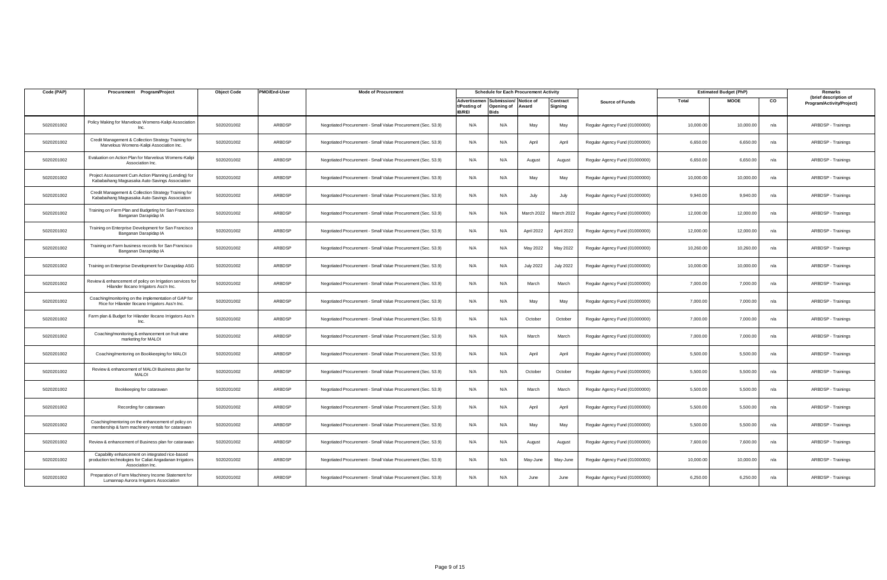| Code (PAP) | Procurement Program/Project | Object Code | PMO/End-User | Mode of Procurement | Schedule for Each Procurement Activity | | | | Source of Funds | Estimated Budget (PhP) | | | Remarks (brief description of Program/Activity/Project) |
|---|---|---|---|---|---|---|---|---|---|---|---|---|---|
| | | | | | Advertisement/Posting of IB/REI | Submission/ Opening of Bids | Notice of Award | Contract Signing | | Total | MOOE | CO | |
| 5020201002 | Policy Making for Marvelous Womens-Kalipi Association Inc. | 5020201002 | ARBDSP | Negotiated Procurement - Small Value Procurement (Sec. 53.9) | N/A | N/A | May | May | Regular Agency Fund (01000000) | 10,000.00 | 10,000.00 | n/a | ARBDSP - Trainings |
| 5020201002 | Credit Management & Collection Strategy Training for Marvelous Womens-Kalipi Association Inc. | 5020201002 | ARBDSP | Negotiated Procurement - Small Value Procurement (Sec. 53.9) | N/A | N/A | April | April | Regular Agency Fund (01000000) | 6,650.00 | 6,650.00 | n/a | ARBDSP - Trainings |
| 5020201002 | Evaluation on Action Plan for Marvelous Womens-Kalipi Association Inc. | 5020201002 | ARBDSP | Negotiated Procurement - Small Value Procurement (Sec. 53.9) | N/A | N/A | August | August | Regular Agency Fund (01000000) | 6,650.00 | 6,650.00 | n/a | ARBDSP - Trainings |
| 5020201002 | Project Assessment Cum Action Planning (Lending) for Kababaihang Magsasaka Auto-Savings Association | 5020201002 | ARBDSP | Negotiated Procurement - Small Value Procurement (Sec. 53.9) | N/A | N/A | May | May | Regular Agency Fund (01000000) | 10,000.00 | 10,000.00 | n/a | ARBDSP - Trainings |
| 5020201002 | Credit Management & Collection Strategy Training for Kababaihang Magsasaka Auto-Savings Association | 5020201002 | ARBDSP | Negotiated Procurement - Small Value Procurement (Sec. 53.9) | N/A | N/A | July | July | Regular Agency Fund (01000000) | 9,940.00 | 9,940.00 | n/a | ARBDSP - Trainings |
| 5020201002 | Training on Farm Plan and Budgeting for San Francisco Banganan Darapidap IA | 5020201002 | ARBDSP | Negotiated Procurement - Small Value Procurement (Sec. 53.9) | N/A | N/A | March 2022 | March 2022 | Regular Agency Fund (01000000) | 12,000.00 | 12,000.00 | n/a | ARBDSP - Trainings |
| 5020201002 | Training on Enterprise Development for San Francisco Banganan Darapidap IA | 5020201002 | ARBDSP | Negotiated Procurement - Small Value Procurement (Sec. 53.9) | N/A | N/A | April 2022 | April 2022 | Regular Agency Fund (01000000) | 12,000.00 | 12,000.00 | n/a | ARBDSP - Trainings |
| 5020201002 | Training on Farm business records for San Francisco Banganan Darapidap IA | 5020201002 | ARBDSP | Negotiated Procurement - Small Value Procurement (Sec. 53.9) | N/A | N/A | May 2022 | May 2022 | Regular Agency Fund (01000000) | 10,260.00 | 10,260.00 | n/a | ARBDSP - Trainings |
| 5020201002 | Training on Enterprise Development for Darapidap ASG | 5020201002 | ARBDSP | Negotiated Procurement - Small Value Procurement (Sec. 53.9) | N/A | N/A | July 2022 | July 2022 | Regular Agency Fund (01000000) | 10,000.00 | 10,000.00 | n/a | ARBDSP - Trainings |
| 5020201002 | Review & enhancement of policy on Irrigation services for Hilander Ilocano Irrigators Ass'n Inc. | 5020201002 | ARBDSP | Negotiated Procurement - Small Value Procurement (Sec. 53.9) | N/A | N/A | March | March | Regular Agency Fund (01000000) | 7,000.00 | 7,000.00 | n/a | ARBDSP - Trainings |
| 5020201002 | Coaching/monitoring on the implementation of GAP for Rice for Hilander Ilocano Irrigators Ass'n Inc. | 5020201002 | ARBDSP | Negotiated Procurement - Small Value Procurement (Sec. 53.9) | N/A | N/A | May | May | Regular Agency Fund (01000000) | 7,000.00 | 7,000.00 | n/a | ARBDSP - Trainings |
| 5020201002 | Farm plan & Budget for Hilander Ilocano Irrigators Ass'n Inc. | 5020201002 | ARBDSP | Negotiated Procurement - Small Value Procurement (Sec. 53.9) | N/A | N/A | October | October | Regular Agency Fund (01000000) | 7,000.00 | 7,000.00 | n/a | ARBDSP - Trainings |
| 5020201002 | Coaching/monitoring & enhancement on fruit wine marketing for MALOI | 5020201002 | ARBDSP | Negotiated Procurement - Small Value Procurement (Sec. 53.9) | N/A | N/A | March | March | Regular Agency Fund (01000000) | 7,000.00 | 7,000.00 | n/a | ARBDSP - Trainings |
| 5020201002 | Coaching/mentoring on Bookkeeping for MALOI | 5020201002 | ARBDSP | Negotiated Procurement - Small Value Procurement (Sec. 53.9) | N/A | N/A | April | April | Regular Agency Fund (01000000) | 5,500.00 | 5,500.00 | n/a | ARBDSP - Trainings |
| 5020201002 | Review & enhancement of MALOI Business plan for MALOI | 5020201002 | ARBDSP | Negotiated Procurement - Small Value Procurement (Sec. 53.9) | N/A | N/A | October | October | Regular Agency Fund (01000000) | 5,500.00 | 5,500.00 | n/a | ARBDSP - Trainings |
| 5020201002 | Bookkeeping for catarawan | 5020201002 | ARBDSP | Negotiated Procurement - Small Value Procurement (Sec. 53.9) | N/A | N/A | March | March | Regular Agency Fund (01000000) | 5,500.00 | 5,500.00 | n/a | ARBDSP - Trainings |
| 5020201002 | Recording for catarawan | 5020201002 | ARBDSP | Negotiated Procurement - Small Value Procurement (Sec. 53.9) | N/A | N/A | April | April | Regular Agency Fund (01000000) | 5,500.00 | 5,500.00 | n/a | ARBDSP - Trainings |
| 5020201002 | Coaching/mentoring on the enhancement of policy on membership & farm machinery rentals for catarawan | 5020201002 | ARBDSP | Negotiated Procurement - Small Value Procurement (Sec. 53.9) | N/A | N/A | May | May | Regular Agency Fund (01000000) | 5,500.00 | 5,500.00 | n/a | ARBDSP - Trainings |
| 5020201002 | Review & enhancement of Business plan for catarawan | 5020201002 | ARBDSP | Negotiated Procurement - Small Value Procurement (Sec. 53.9) | N/A | N/A | August | August | Regular Agency Fund (01000000) | 7,600.00 | 7,600.00 | n/a | ARBDSP - Trainings |
| 5020201002 | Capability enhancement on integrated rice-based production technologies for Caliat Angadanan Irrigators Association Inc. | 5020201002 | ARBDSP | Negotiated Procurement - Small Value Procurement (Sec. 53.9) | N/A | N/A | May-June | May-June | Regular Agency Fund (01000000) | 10,000.00 | 10,000.00 | n/a | ARBDSP - Trainings |
| 5020201002 | Preparation of Farm Machinery Income Statement for Lumannap Aurora Irrigators Association | 5020201002 | ARBDSP | Negotiated Procurement - Small Value Procurement (Sec. 53.9) | N/A | N/A | June | June | Regular Agency Fund (01000000) | 6,250.00 | 6,250.00 | n/a | ARBDSP - Trainings |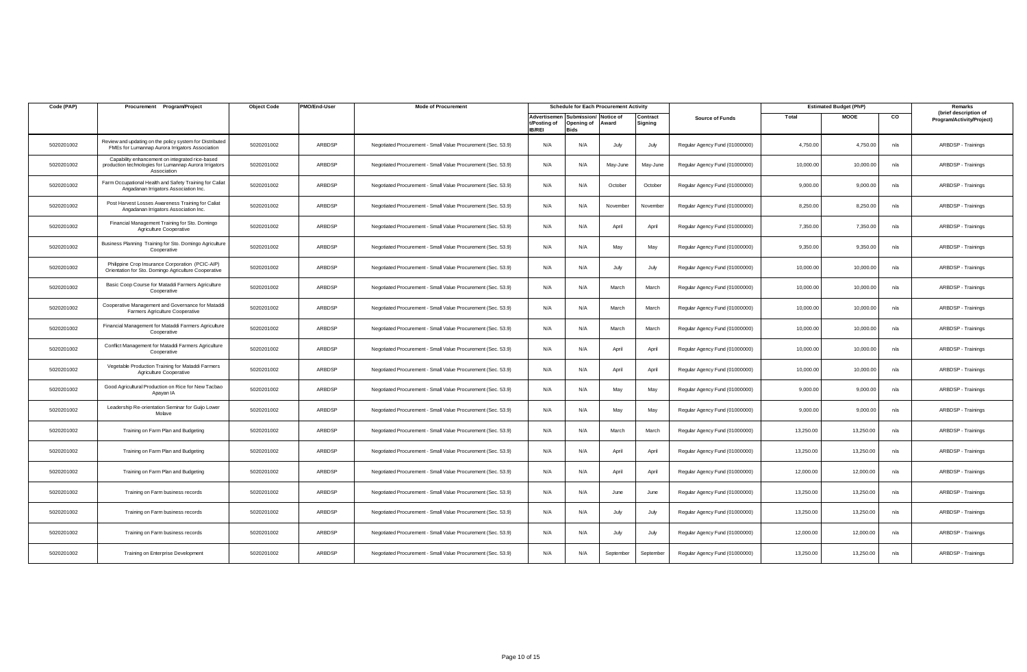| Code (PAP) | Procurement Program/Project | Object Code | PMO/End-User | Mode of Procurement | Schedule for Each Procurement Activity | | | | Source of Funds | Estimated Budget (PhP) | | | Remarks (brief description of Program/Activity/Project) |
|---|---|---|---|---|---|---|---|---|---|---|---|---|---|
| | | | | | Advertisement/Posting of IB/REI | Submission/ Opening of Bids | Notice of Award | Contract Signing | | Total | MOOE | CO | |
| 5020201002 | Review and updating on the policy system for Distributed FMEs for Lumannap Aurora Irrigators Association | 5020201002 | ARBDSP | Negotiated Procurement - Small Value Procurement (Sec. 53.9) | N/A | N/A | July | July | Regular Agency Fund (01000000) | 4,750.00 | 4,750.00 | n/a | ARBDSP - Trainings |
| 5020201002 | Capability enhancement on integrated rice-based production technologies for Lumannap Aurora Irrigators Association | 5020201002 | ARBDSP | Negotiated Procurement - Small Value Procurement (Sec. 53.9) | N/A | N/A | May-June | May-June | Regular Agency Fund (01000000) | 10,000.00 | 10,000.00 | n/a | ARBDSP - Trainings |
| 5020201002 | Farm Occupational Health and Safety Training for Caliat Angadanan Irrigators Association Inc. | 5020201002 | ARBDSP | Negotiated Procurement - Small Value Procurement (Sec. 53.9) | N/A | N/A | October | October | Regular Agency Fund (01000000) | 9,000.00 | 9,000.00 | n/a | ARBDSP - Trainings |
| 5020201002 | Post Harvest Losses Awareness Training for Caliat Angadanan Irrigators Association Inc. | 5020201002 | ARBDSP | Negotiated Procurement - Small Value Procurement (Sec. 53.9) | N/A | N/A | November | November | Regular Agency Fund (01000000) | 8,250.00 | 8,250.00 | n/a | ARBDSP - Trainings |
| 5020201002 | Financial Management Training for Sto. Domingo Agriculture Cooperative | 5020201002 | ARBDSP | Negotiated Procurement - Small Value Procurement (Sec. 53.9) | N/A | N/A | April | April | Regular Agency Fund (01000000) | 7,350.00 | 7,350.00 | n/a | ARBDSP - Trainings |
| 5020201002 | Business Planning Training for Sto. Domingo Agriculture Cooperative | 5020201002 | ARBDSP | Negotiated Procurement - Small Value Procurement (Sec. 53.9) | N/A | N/A | May | May | Regular Agency Fund (01000000) | 9,350.00 | 9,350.00 | n/a | ARBDSP - Trainings |
| 5020201002 | Philippine Crop Insurance Corporation (PCIC-AIP) Orientation for Sto. Domingo Agriculture Cooperative | 5020201002 | ARBDSP | Negotiated Procurement - Small Value Procurement (Sec. 53.9) | N/A | N/A | July | July | Regular Agency Fund (01000000) | 10,000.00 | 10,000.00 | n/a | ARBDSP - Trainings |
| 5020201002 | Basic Coop Course for Mataddi Farmers Agriculture Cooperative | 5020201002 | ARBDSP | Negotiated Procurement - Small Value Procurement (Sec. 53.9) | N/A | N/A | March | March | Regular Agency Fund (01000000) | 10,000.00 | 10,000.00 | n/a | ARBDSP - Trainings |
| 5020201002 | Cooperative Management and Governance for Mataddi Farmers Agriculture Cooperative | 5020201002 | ARBDSP | Negotiated Procurement - Small Value Procurement (Sec. 53.9) | N/A | N/A | March | March | Regular Agency Fund (01000000) | 10,000.00 | 10,000.00 | n/a | ARBDSP - Trainings |
| 5020201002 | Financial Management for Mataddi Farmers Agriculture Cooperative | 5020201002 | ARBDSP | Negotiated Procurement - Small Value Procurement (Sec. 53.9) | N/A | N/A | March | March | Regular Agency Fund (01000000) | 10,000.00 | 10,000.00 | n/a | ARBDSP - Trainings |
| 5020201002 | Conflict Management for Mataddi Farmers Agriculture Cooperative | 5020201002 | ARBDSP | Negotiated Procurement - Small Value Procurement (Sec. 53.9) | N/A | N/A | April | April | Regular Agency Fund (01000000) | 10,000.00 | 10,000.00 | n/a | ARBDSP - Trainings |
| 5020201002 | Vegetable Production Training for Mataddi Farmers Agriculture Cooperative | 5020201002 | ARBDSP | Negotiated Procurement - Small Value Procurement (Sec. 53.9) | N/A | N/A | April | April | Regular Agency Fund (01000000) | 10,000.00 | 10,000.00 | n/a | ARBDSP - Trainings |
| 5020201002 | Good Agricultural Production on Rice for New Tacbao Apayan IA | 5020201002 | ARBDSP | Negotiated Procurement - Small Value Procurement (Sec. 53.9) | N/A | N/A | May | May | Regular Agency Fund (01000000) | 9,000.00 | 9,000.00 | n/a | ARBDSP - Trainings |
| 5020201002 | Leadership Re-orientation Seminar for Guijo Lower Molave | 5020201002 | ARBDSP | Negotiated Procurement - Small Value Procurement (Sec. 53.9) | N/A | N/A | May | May | Regular Agency Fund (01000000) | 9,000.00 | 9,000.00 | n/a | ARBDSP - Trainings |
| 5020201002 | Training on Farm Plan and Budgeting | 5020201002 | ARBDSP | Negotiated Procurement - Small Value Procurement (Sec. 53.9) | N/A | N/A | March | March | Regular Agency Fund (01000000) | 13,250.00 | 13,250.00 | n/a | ARBDSP - Trainings |
| 5020201002 | Training on Farm Plan and Budgeting | 5020201002 | ARBDSP | Negotiated Procurement - Small Value Procurement (Sec. 53.9) | N/A | N/A | April | April | Regular Agency Fund (01000000) | 13,250.00 | 13,250.00 | n/a | ARBDSP - Trainings |
| 5020201002 | Training on Farm Plan and Budgeting | 5020201002 | ARBDSP | Negotiated Procurement - Small Value Procurement (Sec. 53.9) | N/A | N/A | April | April | Regular Agency Fund (01000000) | 12,000.00 | 12,000.00 | n/a | ARBDSP - Trainings |
| 5020201002 | Training on Farm business records | 5020201002 | ARBDSP | Negotiated Procurement - Small Value Procurement (Sec. 53.9) | N/A | N/A | June | June | Regular Agency Fund (01000000) | 13,250.00 | 13,250.00 | n/a | ARBDSP - Trainings |
| 5020201002 | Training on Farm business records | 5020201002 | ARBDSP | Negotiated Procurement - Small Value Procurement (Sec. 53.9) | N/A | N/A | July | July | Regular Agency Fund (01000000) | 13,250.00 | 13,250.00 | n/a | ARBDSP - Trainings |
| 5020201002 | Training on Farm business records | 5020201002 | ARBDSP | Negotiated Procurement - Small Value Procurement (Sec. 53.9) | N/A | N/A | July | July | Regular Agency Fund (01000000) | 12,000.00 | 12,000.00 | n/a | ARBDSP - Trainings |
| 5020201002 | Training on Enterprise Development | 5020201002 | ARBDSP | Negotiated Procurement - Small Value Procurement (Sec. 53.9) | N/A | N/A | September | September | Regular Agency Fund (01000000) | 13,250.00 | 13,250.00 | n/a | ARBDSP - Trainings |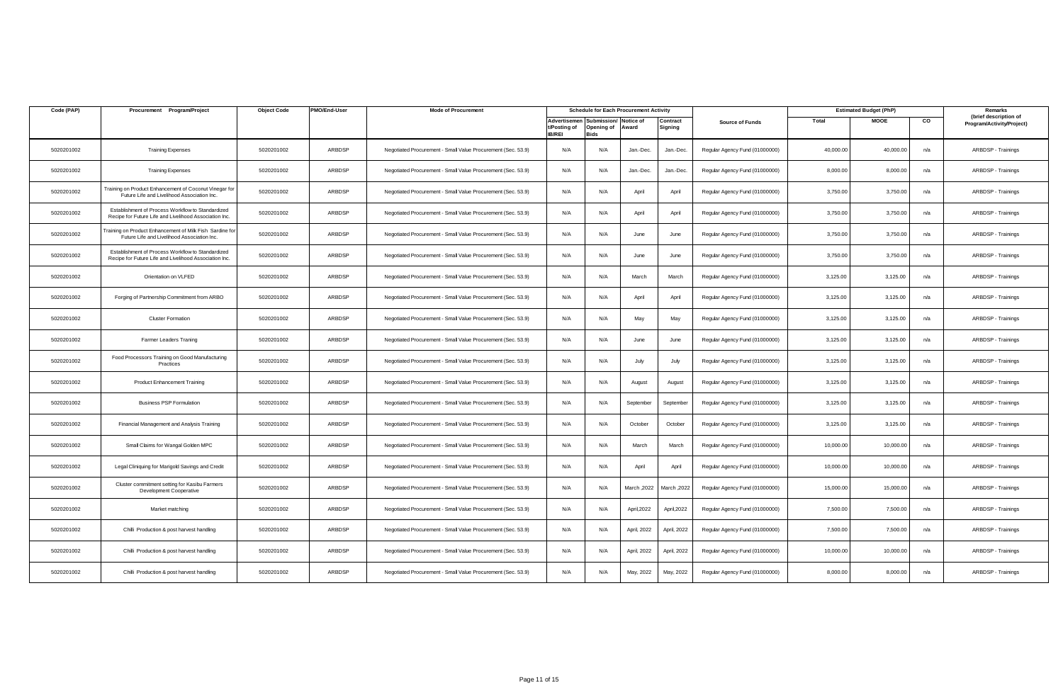| Code (PAP) | Procurement Program/Project | Object Code | PMO/End-User | Mode of Procurement | Schedule for Each Procurement Activity | | | | Source of Funds | Estimated Budget (PhP) | | | Remarks (brief description of Program/Activity/Project) |
|---|---|---|---|---|---|---|---|---|---|---|---|---|---|
| | | | | | Advertisement/Posting of IB/REI | Submission/ Opening of Bids | Notice of Award | Contract Signing | | Total | MOOE | CO | |
| 5020201002 | Training Expenses | 5020201002 | ARBDSP | Negotiated Procurement - Small Value Procurement (Sec. 53.9) | N/A | N/A | Jan.-Dec. | Jan.-Dec. | Regular Agency Fund (01000000) | 40,000.00 | 40,000.00 | n/a | ARBDSP - Trainings |
| 5020201002 | Training Expenses | 5020201002 | ARBDSP | Negotiated Procurement - Small Value Procurement (Sec. 53.9) | N/A | N/A | Jan.-Dec. | Jan.-Dec. | Regular Agency Fund (01000000) | 8,000.00 | 8,000.00 | n/a | ARBDSP - Trainings |
| 5020201002 | Training on Product Enhancement of Coconut Vinegar for Future Life and Livelihood Association Inc. | 5020201002 | ARBDSP | Negotiated Procurement - Small Value Procurement (Sec. 53.9) | N/A | N/A | April | April | Regular Agency Fund (01000000) | 3,750.00 | 3,750.00 | n/a | ARBDSP - Trainings |
| 5020201002 | Establishment of Process Workflow to Standardized Recipe for Future Life and Livelihood Association Inc. | 5020201002 | ARBDSP | Negotiated Procurement - Small Value Procurement (Sec. 53.9) | N/A | N/A | April | April | Regular Agency Fund (01000000) | 3,750.00 | 3,750.00 | n/a | ARBDSP - Trainings |
| 5020201002 | Training on Product Enhancement of Milk Fish Sardine for Future Life and Livelihood Association Inc. | 5020201002 | ARBDSP | Negotiated Procurement - Small Value Procurement (Sec. 53.9) | N/A | N/A | June | June | Regular Agency Fund (01000000) | 3,750.00 | 3,750.00 | n/a | ARBDSP - Trainings |
| 5020201002 | Establishment of Process Workflow to Standardized Recipe for Future Life and Livelihood Association Inc. | 5020201002 | ARBDSP | Negotiated Procurement - Small Value Procurement (Sec. 53.9) | N/A | N/A | June | June | Regular Agency Fund (01000000) | 3,750.00 | 3,750.00 | n/a | ARBDSP - Trainings |
| 5020201002 | Orientation on VLFED | 5020201002 | ARBDSP | Negotiated Procurement - Small Value Procurement (Sec. 53.9) | N/A | N/A | March | March | Regular Agency Fund (01000000) | 3,125.00 | 3,125.00 | n/a | ARBDSP - Trainings |
| 5020201002 | Forging of Partnership Commitment from ARBO | 5020201002 | ARBDSP | Negotiated Procurement - Small Value Procurement (Sec. 53.9) | N/A | N/A | April | April | Regular Agency Fund (01000000) | 3,125.00 | 3,125.00 | n/a | ARBDSP - Trainings |
| 5020201002 | Cluster Formation | 5020201002 | ARBDSP | Negotiated Procurement - Small Value Procurement (Sec. 53.9) | N/A | N/A | May | May | Regular Agency Fund (01000000) | 3,125.00 | 3,125.00 | n/a | ARBDSP - Trainings |
| 5020201002 | Farmer Leaders Traning | 5020201002 | ARBDSP | Negotiated Procurement - Small Value Procurement (Sec. 53.9) | N/A | N/A | June | June | Regular Agency Fund (01000000) | 3,125.00 | 3,125.00 | n/a | ARBDSP - Trainings |
| 5020201002 | Food Processors Training on Good Manufacturing Practices | 5020201002 | ARBDSP | Negotiated Procurement - Small Value Procurement (Sec. 53.9) | N/A | N/A | July | July | Regular Agency Fund (01000000) | 3,125.00 | 3,125.00 | n/a | ARBDSP - Trainings |
| 5020201002 | Product Enhancement Training | 5020201002 | ARBDSP | Negotiated Procurement - Small Value Procurement (Sec. 53.9) | N/A | N/A | August | August | Regular Agency Fund (01000000) | 3,125.00 | 3,125.00 | n/a | ARBDSP - Trainings |
| 5020201002 | Business PSP Formulation | 5020201002 | ARBDSP | Negotiated Procurement - Small Value Procurement (Sec. 53.9) | N/A | N/A | September | September | Regular Agency Fund (01000000) | 3,125.00 | 3,125.00 | n/a | ARBDSP - Trainings |
| 5020201002 | Financial Management and Analysis Training | 5020201002 | ARBDSP | Negotiated Procurement - Small Value Procurement (Sec. 53.9) | N/A | N/A | October | October | Regular Agency Fund (01000000) | 3,125.00 | 3,125.00 | n/a | ARBDSP - Trainings |
| 5020201002 | Small Claims for Wangal Golden MPC | 5020201002 | ARBDSP | Negotiated Procurement - Small Value Procurement (Sec. 53.9) | N/A | N/A | March | March | Regular Agency Fund (01000000) | 10,000.00 | 10,000.00 | n/a | ARBDSP - Trainings |
| 5020201002 | Legal Cliniquing for Marigold Savings and Credit | 5020201002 | ARBDSP | Negotiated Procurement - Small Value Procurement (Sec. 53.9) | N/A | N/A | April | April | Regular Agency Fund (01000000) | 10,000.00 | 10,000.00 | n/a | ARBDSP - Trainings |
| 5020201002 | Cluster commitment setting for Kasibu Farmers Development Cooperative | 5020201002 | ARBDSP | Negotiated Procurement - Small Value Procurement (Sec. 53.9) | N/A | N/A | March ,2022 | March ,2022 | Regular Agency Fund (01000000) | 15,000.00 | 15,000.00 | n/a | ARBDSP - Trainings |
| 5020201002 | Market matching | 5020201002 | ARBDSP | Negotiated Procurement - Small Value Procurement (Sec. 53.9) | N/A | N/A | April,2022 | April,2022 | Regular Agency Fund (01000000) | 7,500.00 | 7,500.00 | n/a | ARBDSP - Trainings |
| 5020201002 | Chilli Production & post harvest handling | 5020201002 | ARBDSP | Negotiated Procurement - Small Value Procurement (Sec. 53.9) | N/A | N/A | April, 2022 | April, 2022 | Regular Agency Fund (01000000) | 7,500.00 | 7,500.00 | n/a | ARBDSP - Trainings |
| 5020201002 | Chilli Production & post harvest handling | 5020201002 | ARBDSP | Negotiated Procurement - Small Value Procurement (Sec. 53.9) | N/A | N/A | April, 2022 | April, 2022 | Regular Agency Fund (01000000) | 10,000.00 | 10,000.00 | n/a | ARBDSP - Trainings |
| 5020201002 | Chilli Production & post harvest handling | 5020201002 | ARBDSP | Negotiated Procurement - Small Value Procurement (Sec. 53.9) | N/A | N/A | May, 2022 | May, 2022 | Regular Agency Fund (01000000) | 8,000.00 | 8,000.00 | n/a | ARBDSP - Trainings |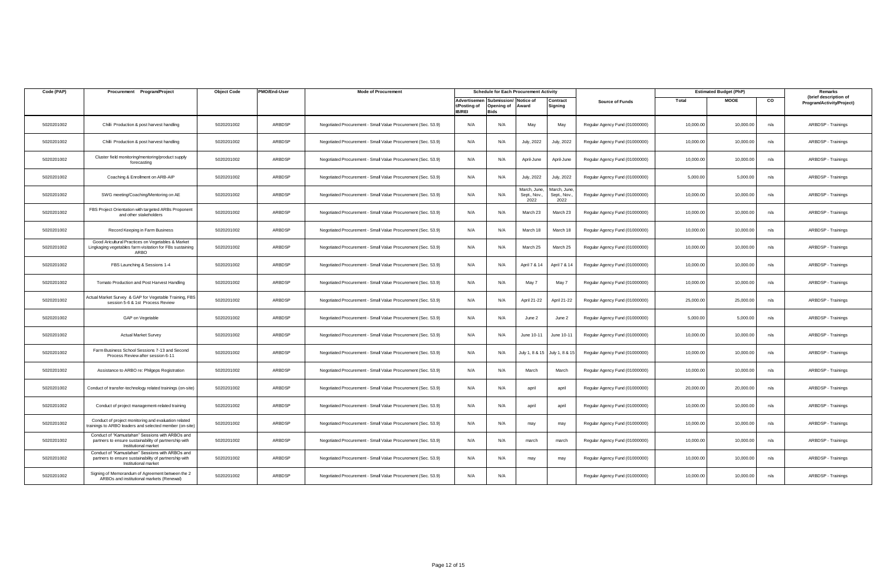| Code (PAP) | Procurement Program/Project | Object Code | PMO/End-User | Mode of Procurement | Schedule for Each Procurement Activity | | | | Source of Funds | Estimated Budget (PhP) | | | Remarks (brief description of Program/Activity/Project) |
|---|---|---|---|---|---|---|---|---|---|---|---|---|---|
| | | | | | Advertisement/Posting of IB/REI | Submission/ Opening of Bids | Notice of Award | Contract Signing | | Total | MOOE | CO | |
| 5020201002 | Chilli Production & post harvest handling | 5020201002 | ARBDSP | Negotiated Procurement - Small Value Procurement (Sec. 53.9) | N/A | N/A | May | May | Regular Agency Fund (01000000) | 10,000.00 | 10,000.00 | n/a | ARBDSP - Trainings |
| 5020201002 | Chilli Production & post harvest handling | 5020201002 | ARBDSP | Negotiated Procurement - Small Value Procurement (Sec. 53.9) | N/A | N/A | July, 2022 | July, 2022 | Regular Agency Fund (01000000) | 10,000.00 | 10,000.00 | n/a | ARBDSP - Trainings |
| 5020201002 | Cluster field monitoring/mentoring/product supply forecasting | 5020201002 | ARBDSP | Negotiated Procurement - Small Value Procurement (Sec. 53.9) | N/A | N/A | April-June | April-June | Regular Agency Fund (01000000) | 10,000.00 | 10,000.00 | n/a | ARBDSP - Trainings |
| 5020201002 | Coaching & Enrollment on ARB-AIP | 5020201002 | ARBDSP | Negotiated Procurement - Small Value Procurement (Sec. 53.9) | N/A | N/A | July, 2022 | July, 2022 | Regular Agency Fund (01000000) | 5,000.00 | 5,000.00 | n/a | ARBDSP - Trainings |
| 5020201002 | SWG meeting/Coaching/Mentoring on AE | 5020201002 | ARBDSP | Negotiated Procurement - Small Value Procurement (Sec. 53.9) | N/A | N/A | March, June, Sept., Nov., 2022 | March, June, Sept., Nov., 2022 | Regular Agency Fund (01000000) | 10,000.00 | 10,000.00 | n/a | ARBDSP - Trainings |
| 5020201002 | FBS Project Orientation with targeted ARBs Proponent and other stakeholders | 5020201002 | ARBDSP | Negotiated Procurement - Small Value Procurement (Sec. 53.9) | N/A | N/A | March 23 | March 23 | Regular Agency Fund (01000000) | 10,000.00 | 10,000.00 | n/a | ARBDSP - Trainings |
| 5020201002 | Record Keeping in Farm Business | 5020201002 | ARBDSP | Negotiated Procurement - Small Value Procurement (Sec. 53.9) | N/A | N/A | March 18 | March 18 | Regular Agency Fund (01000000) | 10,000.00 | 10,000.00 | n/a | ARBDSP - Trainings |
| 5020201002 | Good Aricultural Practices on Vegetables & Market Lingkaging vegetables farm visitation for FBs sustaining ARBO | 5020201002 | ARBDSP | Negotiated Procurement - Small Value Procurement (Sec. 53.9) | N/A | N/A | March 25 | March 25 | Regular Agency Fund (01000000) | 10,000.00 | 10,000.00 | n/a | ARBDSP - Trainings |
| 5020201002 | FBS Launching & Sessions 1-4 | 5020201002 | ARBDSP | Negotiated Procurement - Small Value Procurement (Sec. 53.9) | N/A | N/A | April 7 & 14 | April 7 & 14 | Regular Agency Fund (01000000) | 10,000.00 | 10,000.00 | n/a | ARBDSP - Trainings |
| 5020201002 | Tomato Production and Post Harvest Handling | 5020201002 | ARBDSP | Negotiated Procurement - Small Value Procurement (Sec. 53.9) | N/A | N/A | May 7 | May 7 | Regular Agency Fund (01000000) | 10,000.00 | 10,000.00 | n/a | ARBDSP - Trainings |
| 5020201002 | Actual Market Survey & GAP for Vegetable Training, FBS session 5-6 & 1st Process Review | 5020201002 | ARBDSP | Negotiated Procurement - Small Value Procurement (Sec. 53.9) | N/A | N/A | April 21-22 | April 21-22 | Regular Agency Fund (01000000) | 25,000.00 | 25,000.00 | n/a | ARBDSP - Trainings |
| 5020201002 | GAP on Vegetable | 5020201002 | ARBDSP | Negotiated Procurement - Small Value Procurement (Sec. 53.9) | N/A | N/A | June 2 | June 2 | Regular Agency Fund (01000000) | 5,000.00 | 5,000.00 | n/a | ARBDSP - Trainings |
| 5020201002 | Actual Market Survey | 5020201002 | ARBDSP | Negotiated Procurement - Small Value Procurement (Sec. 53.9) | N/A | N/A | June 10-11 | June 10-11 | Regular Agency Fund (01000000) | 10,000.00 | 10,000.00 | n/a | ARBDSP - Trainings |
| 5020201002 | Farm Business School Sessions 7-13 and Second Process Review after session 6-11 | 5020201002 | ARBDSP | Negotiated Procurement - Small Value Procurement (Sec. 53.9) | N/A | N/A | July 1, 8 & 15 | July 1, 8 & 15 | Regular Agency Fund (01000000) | 10,000.00 | 10,000.00 | n/a | ARBDSP - Trainings |
| 5020201002 | Assistance to ARBO re: Philgeps Registration | 5020201002 | ARBDSP | Negotiated Procurement - Small Value Procurement (Sec. 53.9) | N/A | N/A | March | March | Regular Agency Fund (01000000) | 10,000.00 | 10,000.00 | n/a | ARBDSP - Trainings |
| 5020201002 | Conduct of transfer-technology related trainings (on-site) | 5020201002 | ARBDSP | Negotiated Procurement - Small Value Procurement (Sec. 53.9) | N/A | N/A | april | april | Regular Agency Fund (01000000) | 20,000.00 | 20,000.00 | n/a | ARBDSP - Trainings |
| 5020201002 | Conduct of project management-related training | 5020201002 | ARBDSP | Negotiated Procurement - Small Value Procurement (Sec. 53.9) | N/A | N/A | april | april | Regular Agency Fund (01000000) | 10,000.00 | 10,000.00 | n/a | ARBDSP - Trainings |
| 5020201002 | Conduct of project monitoring and evaluation related trainings to ARBO leaders and selected member (on-site) | 5020201002 | ARBDSP | Negotiated Procurement - Small Value Procurement (Sec. 53.9) | N/A | N/A | may | may | Regular Agency Fund (01000000) | 10,000.00 | 10,000.00 | n/a | ARBDSP - Trainings |
| 5020201002 | Conduct of "Kamustahan" Sessions with ARBOs and partners to ensure sustainability of partnership with Institutional market | 5020201002 | ARBDSP | Negotiated Procurement - Small Value Procurement (Sec. 53.9) | N/A | N/A | march | march | Regular Agency Fund (01000000) | 10,000.00 | 10,000.00 | n/a | ARBDSP - Trainings |
| 5020201002 | Conduct of "Kamustahan" Sessions with ARBOs and partners to ensure sustainability of partnership with Institutional market | 5020201002 | ARBDSP | Negotiated Procurement - Small Value Procurement (Sec. 53.9) | N/A | N/A | may | may | Regular Agency Fund (01000000) | 10,000.00 | 10,000.00 | n/a | ARBDSP - Trainings |
| 5020201002 | Signing of Memorandum of Agreement between the 2 ARBOs and institutional markets (Renewal) | 5020201002 | ARBDSP | Negotiated Procurement - Small Value Procurement (Sec. 53.9) | N/A | N/A | | | Regular Agency Fund (01000000) | 10,000.00 | 10,000.00 | n/a | ARBDSP - Trainings |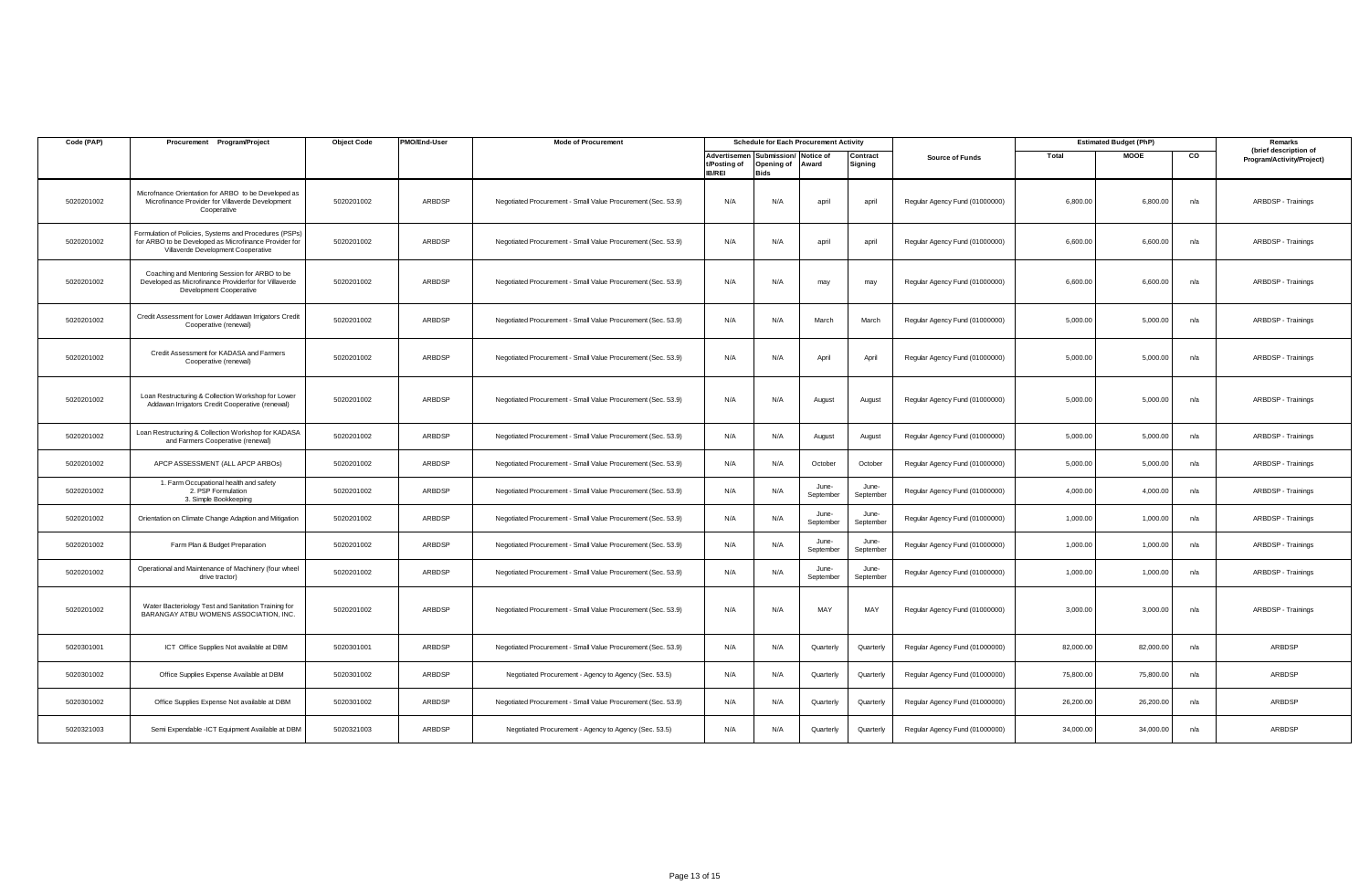| Code (PAP) | Procurement Program/Project | Object Code | PMO/End-User | Mode of Procurement | Schedule for Each Procurement Activity | | | | Source of Funds | Estimated Budget (PhP) | | | Remarks (brief description of Program/Activity/Project) |
|---|---|---|---|---|---|---|---|---|---|---|---|---|---|
| | | | | | Advertisement/Posting of IB/REI | Submission/ Opening of Bids | Notice of Award | Contract Signing | | Total | MOOE | CO | |
| 5020201002 | Microfinance Orientation for ARBO to be Developed as Microfinance Provider for Villaverde Development Cooperative | 5020201002 | ARBDSP | Negotiated Procurement - Small Value Procurement (Sec. 53.9) | N/A | N/A | april | april | Regular Agency Fund (01000000) | 6,800.00 | 6,800.00 | n/a | ARBDSP - Trainings |
| 5020201002 | Formulation of Policies, Systems and Procedures (PSPs) for ARBO to be Developed as Microfinance Provider for Villaverde Development Cooperative | 5020201002 | ARBDSP | Negotiated Procurement - Small Value Procurement (Sec. 53.9) | N/A | N/A | april | april | Regular Agency Fund (01000000) | 6,600.00 | 6,600.00 | n/a | ARBDSP - Trainings |
| 5020201002 | Coaching and Mentoring Session for ARBO to be Developed as Microfinance Providerfor for Villaverde Development Cooperative | 5020201002 | ARBDSP | Negotiated Procurement - Small Value Procurement (Sec. 53.9) | N/A | N/A | may | may | Regular Agency Fund (01000000) | 6,600.00 | 6,600.00 | n/a | ARBDSP - Trainings |
| 5020201002 | Credit Assessment for Lower Addawan Irrigators Credit Cooperative (renewal) | 5020201002 | ARBDSP | Negotiated Procurement - Small Value Procurement (Sec. 53.9) | N/A | N/A | March | March | Regular Agency Fund (01000000) | 5,000.00 | 5,000.00 | n/a | ARBDSP - Trainings |
| 5020201002 | Credit Assessment for KADASA and Farmers Cooperative (renewal) | 5020201002 | ARBDSP | Negotiated Procurement - Small Value Procurement (Sec. 53.9) | N/A | N/A | April | April | Regular Agency Fund (01000000) | 5,000.00 | 5,000.00 | n/a | ARBDSP - Trainings |
| 5020201002 | Loan Restructuring & Collection Workshop for Lower Addawan Irrigators Credit Cooperative (renewal) | 5020201002 | ARBDSP | Negotiated Procurement - Small Value Procurement (Sec. 53.9) | N/A | N/A | August | August | Regular Agency Fund (01000000) | 5,000.00 | 5,000.00 | n/a | ARBDSP - Trainings |
| 5020201002 | Loan Restructuring & Collection Workshop for KADASA and Farmers Cooperative (renewal) | 5020201002 | ARBDSP | Negotiated Procurement - Small Value Procurement (Sec. 53.9) | N/A | N/A | August | August | Regular Agency Fund (01000000) | 5,000.00 | 5,000.00 | n/a | ARBDSP - Trainings |
| 5020201002 | APCP ASSESSMENT (ALL APCP ARBOs) | 5020201002 | ARBDSP | Negotiated Procurement - Small Value Procurement (Sec. 53.9) | N/A | N/A | October | October | Regular Agency Fund (01000000) | 5,000.00 | 5,000.00 | n/a | ARBDSP - Trainings |
| 5020201002 | 1. Farm Occupational health and safety<br>2. PSP Formulation<br>3. Simple Bookkeeping | 5020201002 | ARBDSP | Negotiated Procurement - Small Value Procurement (Sec. 53.9) | N/A | N/A | June-September | June-September | Regular Agency Fund (01000000) | 4,000.00 | 4,000.00 | n/a | ARBDSP - Trainings |
| 5020201002 | Orientation on Climate Change Adaption and Mitigation | 5020201002 | ARBDSP | Negotiated Procurement - Small Value Procurement (Sec. 53.9) | N/A | N/A | June-September | June-September | Regular Agency Fund (01000000) | 1,000.00 | 1,000.00 | n/a | ARBDSP - Trainings |
| 5020201002 | Farm Plan & Budget Preparation | 5020201002 | ARBDSP | Negotiated Procurement - Small Value Procurement (Sec. 53.9) | N/A | N/A | June-September | June-September | Regular Agency Fund (01000000) | 1,000.00 | 1,000.00 | n/a | ARBDSP - Trainings |
| 5020201002 | Operational and Maintenance of Machinery (four wheel drive tractor) | 5020201002 | ARBDSP | Negotiated Procurement - Small Value Procurement (Sec. 53.9) | N/A | N/A | June-September | June-September | Regular Agency Fund (01000000) | 1,000.00 | 1,000.00 | n/a | ARBDSP - Trainings |
| 5020201002 | Water Bacteriology Test and Sanitation Training for BARANGAY ATBU WOMENS ASSOCIATION, INC. | 5020201002 | ARBDSP | Negotiated Procurement - Small Value Procurement (Sec. 53.9) | N/A | N/A | MAY | MAY | Regular Agency Fund (01000000) | 3,000.00 | 3,000.00 | n/a | ARBDSP - Trainings |
| 5020301001 | ICT Office Supplies Not available at DBM | 5020301001 | ARBDSP | Negotiated Procurement - Small Value Procurement (Sec. 53.9) | N/A | N/A | Quarterly | Quarterly | Regular Agency Fund (01000000) | 82,000.00 | 82,000.00 | n/a | ARBDSP |
| 5020301002 | Office Supplies Expense Available at DBM | 5020301002 | ARBDSP | Negotiated Procurement - Agency to Agency (Sec. 53.5) | N/A | N/A | Quarterly | Quarterly | Regular Agency Fund (01000000) | 75,800.00 | 75,800.00 | n/a | ARBDSP |
| 5020301002 | Office Supplies Expense Not available at DBM | 5020301002 | ARBDSP | Negotiated Procurement - Small Value Procurement (Sec. 53.9) | N/A | N/A | Quarterly | Quarterly | Regular Agency Fund (01000000) | 26,200.00 | 26,200.00 | n/a | ARBDSP |
| 5020321003 | Semi Expendable -ICT Equipment Available at DBM | 5020321003 | ARBDSP | Negotiated Procurement - Agency to Agency (Sec. 53.5) | N/A | N/A | Quarterly | Quarterly | Regular Agency Fund (01000000) | 34,000.00 | 34,000.00 | n/a | ARBDSP |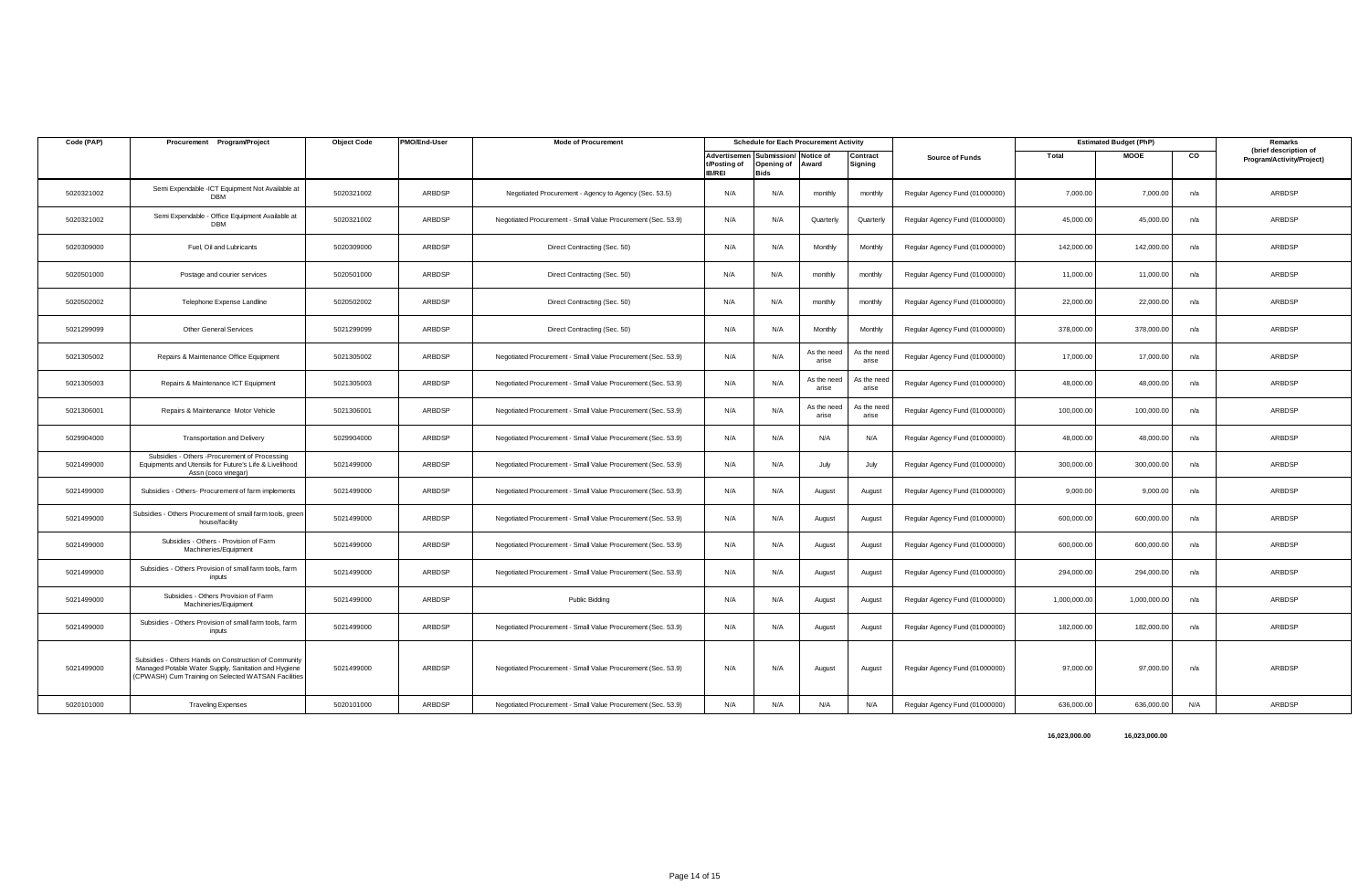| Code (PAP) | Procurement Program/Project | Object Code | PMO/End-User | Mode of Procurement | Schedule for Each Procurement Activity | | | | Source of Funds | Estimated Budget (PhP) | | | Remarks (brief description of Program/Activity/Project) |
|---|---|---|---|---|---|---|---|---|---|---|---|---|---|
| | | | | | Advertisement/Posting of IB/REI | Submission/ Opening of Bids | Notice of Award | Contract Signing | | Total | MOOE | CO | |
| 5020321002 | Semi Expendable -ICT Equipment Not Available at DBM | 5020321002 | ARBDSP | Negotiated Procurement - Agency to Agency (Sec. 53.5) | N/A | N/A | monthly | monthly | Regular Agency Fund (01000000) | 7,000.00 | 7,000.00 | n/a | ARBDSP |
| 5020321002 | Semi Expendable - Office Equipment Available at DBM | 5020321002 | ARBDSP | Negotiated Procurement - Small Value Procurement (Sec. 53.9) | N/A | N/A | Quarterly | Quarterly | Regular Agency Fund (01000000) | 45,000.00 | 45,000.00 | n/a | ARBDSP |
| 5020309000 | Fuel, Oil and Lubricants | 5020309000 | ARBDSP | Direct Contracting (Sec. 50) | N/A | N/A | Monthly | Monthly | Regular Agency Fund (01000000) | 142,000.00 | 142,000.00 | n/a | ARBDSP |
| 5020501000 | Postage and courier services | 5020501000 | ARBDSP | Direct Contracting (Sec. 50) | N/A | N/A | monthly | monthly | Regular Agency Fund (01000000) | 11,000.00 | 11,000.00 | n/a | ARBDSP |
| 5020502002 | Telephone Expense Landline | 5020502002 | ARBDSP | Direct Contracting (Sec. 50) | N/A | N/A | monthly | monthly | Regular Agency Fund (01000000) | 22,000.00 | 22,000.00 | n/a | ARBDSP |
| 5021299099 | Other General Services | 5021299099 | ARBDSP | Direct Contracting (Sec. 50) | N/A | N/A | Monthly | Monthly | Regular Agency Fund (01000000) | 378,000.00 | 378,000.00 | n/a | ARBDSP |
| 5021305002 | Repairs & Maintenance Office Equipment | 5021305002 | ARBDSP | Negotiated Procurement - Small Value Procurement (Sec. 53.9) | N/A | N/A | As the need arise | As the need arise | Regular Agency Fund (01000000) | 17,000.00 | 17,000.00 | n/a | ARBDSP |
| 5021305003 | Repairs & Maintenance ICT Equipment | 5021305003 | ARBDSP | Negotiated Procurement - Small Value Procurement (Sec. 53.9) | N/A | N/A | As the need arise | As the need arise | Regular Agency Fund (01000000) | 48,000.00 | 48,000.00 | n/a | ARBDSP |
| 5021306001 | Repairs & Maintenance Motor Vehicle | 5021306001 | ARBDSP | Negotiated Procurement - Small Value Procurement (Sec. 53.9) | N/A | N/A | As the need arise | As the need arise | Regular Agency Fund (01000000) | 100,000.00 | 100,000.00 | n/a | ARBDSP |
| 5029904000 | Transportation and Delivery | 5029904000 | ARBDSP | Negotiated Procurement - Small Value Procurement (Sec. 53.9) | N/A | N/A | N/A | N/A | Regular Agency Fund (01000000) | 48,000.00 | 48,000.00 | n/a | ARBDSP |
| 5021499000 | Subsidies - Others -Procurement of Processing Equipments and Utensils for Future's Life & Livelihood Assn (coco vinegar) | 5021499000 | ARBDSP | Negotiated Procurement - Small Value Procurement (Sec. 53.9) | N/A | N/A | July | July | Regular Agency Fund (01000000) | 300,000.00 | 300,000.00 | n/a | ARBDSP |
| 5021499000 | Subsidies - Others- Procurement of farm implements | 5021499000 | ARBDSP | Negotiated Procurement - Small Value Procurement (Sec. 53.9) | N/A | N/A | August | August | Regular Agency Fund (01000000) | 9,000.00 | 9,000.00 | n/a | ARBDSP |
| 5021499000 | Subsidies - Others Procurement of small farm tools, green house/facility | 5021499000 | ARBDSP | Negotiated Procurement - Small Value Procurement (Sec. 53.9) | N/A | N/A | August | August | Regular Agency Fund (01000000) | 600,000.00 | 600,000.00 | n/a | ARBDSP |
| 5021499000 | Subsidies - Others - Provision of Farm Machineries/Equipment | 5021499000 | ARBDSP | Negotiated Procurement - Small Value Procurement (Sec. 53.9) | N/A | N/A | August | August | Regular Agency Fund (01000000) | 600,000.00 | 600,000.00 | n/a | ARBDSP |
| 5021499000 | Subsidies - Others Provision of small farm tools, farm inputs | 5021499000 | ARBDSP | Negotiated Procurement - Small Value Procurement (Sec. 53.9) | N/A | N/A | August | August | Regular Agency Fund (01000000) | 294,000.00 | 294,000.00 | n/a | ARBDSP |
| 5021499000 | Subsidies - Others Provision of Farm Machineries/Equipment | 5021499000 | ARBDSP | Public Bidding | N/A | N/A | August | August | Regular Agency Fund (01000000) | 1,000,000.00 | 1,000,000.00 | n/a | ARBDSP |
| 5021499000 | Subsidies - Others Provision of small farm tools, farm inputs | 5021499000 | ARBDSP | Negotiated Procurement - Small Value Procurement (Sec. 53.9) | N/A | N/A | August | August | Regular Agency Fund (01000000) | 182,000.00 | 182,000.00 | n/a | ARBDSP |
| 5021499000 | Subsidies - Others Hands on Construction of Community Managed Potable Water Supply, Sanitation and Hygiene (CPWASH) Cum Training on Selected WATSAN Facilities | 5021499000 | ARBDSP | Negotiated Procurement - Small Value Procurement (Sec. 53.9) | N/A | N/A | August | August | Regular Agency Fund (01000000) | 97,000.00 | 97,000.00 | n/a | ARBDSP |
| 5020101000 | Traveling Expenses | 5020101000 | ARBDSP | Negotiated Procurement - Small Value Procurement (Sec. 53.9) | N/A | N/A | N/A | N/A | Regular Agency Fund (01000000) | 636,000.00 | 636,000.00 | N/A | ARBDSP |
| | | | | | | | | | | **16,023,000.00** | **16,023,000.00** | | |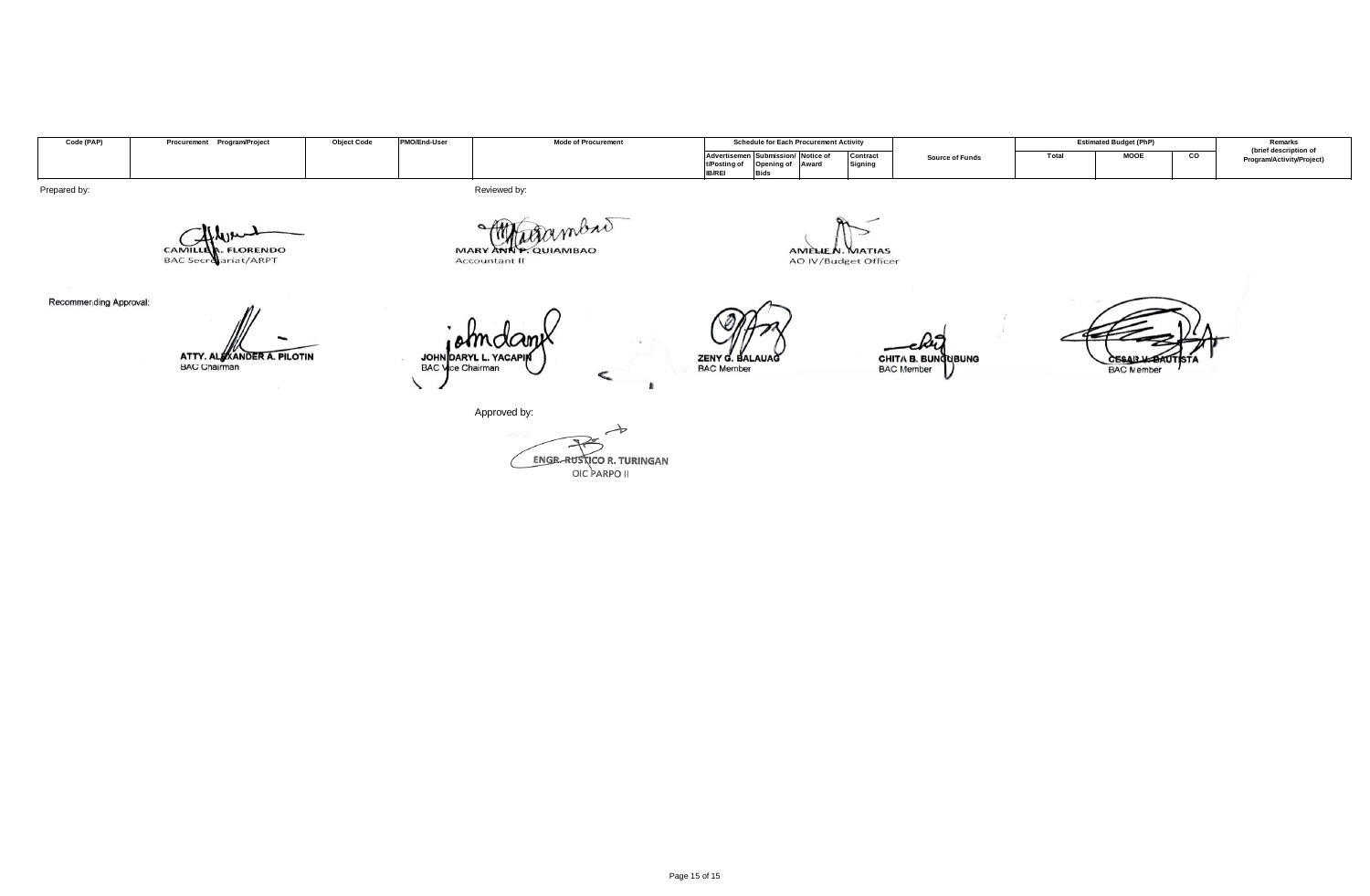| Code (PAP) | Procurement Program/Project | Object Code | PMO/End-User | Mode of Procurement | Schedule for Each Procurement Activity | | | | Source of Funds | Estimated Budget (PhP) | | | Remarks (brief description of Program/Activity/Project) |
|---|---|---|---|---|---|---|---|---|---|---|---|---|---|
| | | | | | Advertisement/Posting of IB/REI | Submission/ Opening of Bids | Notice of Award | Contract Signing | | Total | MOOE | CO | |

Prepared by:

CAMILLE A. FLORENDO
BAC Secretariat/ARPT

Reviewed by:

MARY ANN P. QUIAMBAO
Accountant II

AMELIE N. MATIAS
AO IV/Budget Officer

Recommending Approval:

ATTY. ALEXANDER A. PILOTIN
BAC Chairman

JOHN DARYL L. YACAPIN
BAC Vice Chairman

ZENY G. BALAUAG
BAC Member

CHITA B. BUNGUBUNG
BAC Member

CESAR V. BAUTISTA
BAC Member

Approved by:

ENGR. RUSTICO R. TURINGAN
OIC PARPO II